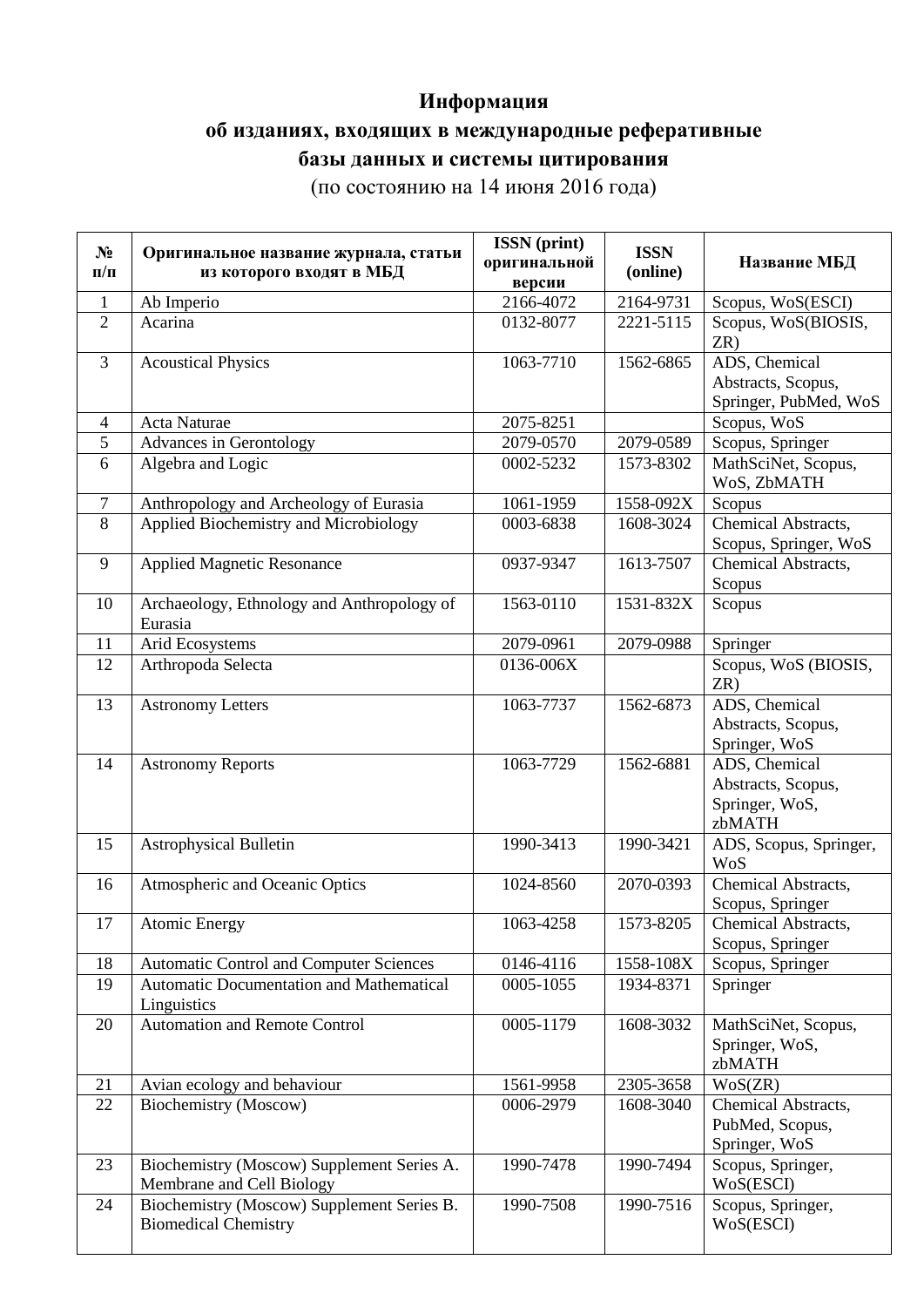# Информация
## об изданиях, входящих в международные реферативные базы данных и системы цитирования

(по состоянию на 14 июня 2016 года)

| № п/п | Оригинальное название журнала, статьи из которого входят в МБД | ISSN (print) оригинальной версии | ISSN (online) | Название МБД |
|---|---|---|---|---|
| 1 | Ab Imperio | 2166-4072 | 2164-9731 | Scopus, WoS(ESCI) |
| 2 | Acarina | 0132-8077 | 2221-5115 | Scopus, WoS(BIOSIS, ZR) |
| 3 | Acoustical Physics | 1063-7710 | 1562-6865 | ADS, Chemical Abstracts, Scopus, Springer, PubMed, WoS |
| 4 | Acta Naturae | 2075-8251 | | Scopus, WoS |
| 5 | Advances in Gerontology | 2079-0570 | 2079-0589 | Scopus, Springer |
| 6 | Algebra and Logic | 0002-5232 | 1573-8302 | MathSciNet, Scopus, WoS, ZbMATH |
| 7 | Anthropology and Archeology of Eurasia | 1061-1959 | 1558-092X | Scopus |
| 8 | Applied Biochemistry and Microbiology | 0003-6838 | 1608-3024 | Chemical Abstracts, Scopus, Springer, WoS |
| 9 | Applied Magnetic Resonance | 0937-9347 | 1613-7507 | Chemical Abstracts, Scopus |
| 10 | Archaeology, Ethnology and Anthropology of Eurasia | 1563-0110 | 1531-832X | Scopus |
| 11 | Arid Ecosystems | 2079-0961 | 2079-0988 | Springer |
| 12 | Arthropoda Selecta | 0136-006X | | Scopus, WoS (BIOSIS, ZR) |
| 13 | Astronomy Letters | 1063-7737 | 1562-6873 | ADS, Chemical Abstracts, Scopus, Springer, WoS |
| 14 | Astronomy Reports | 1063-7729 | 1562-6881 | ADS, Chemical Abstracts, Scopus, Springer, WoS, zbMATH |
| 15 | Astrophysical Bulletin | 1990-3413 | 1990-3421 | ADS, Scopus, Springer, WoS |
| 16 | Atmospheric and Oceanic Optics | 1024-8560 | 2070-0393 | Chemical Abstracts, Scopus, Springer |
| 17 | Atomic Energy | 1063-4258 | 1573-8205 | Chemical Abstracts, Scopus, Springer |
| 18 | Automatic Control and Computer Sciences | 0146-4116 | 1558-108X | Scopus, Springer |
| 19 | Automatic Documentation and Mathematical Linguistics | 0005-1055 | 1934-8371 | Springer |
| 20 | Automation and Remote Control | 0005-1179 | 1608-3032 | MathSciNet, Scopus, Springer, WoS, zbMATH |
| 21 | Avian ecology and behaviour | 1561-9958 | 2305-3658 | WoS(ZR) |
| 22 | Biochemistry (Moscow) | 0006-2979 | 1608-3040 | Chemical Abstracts, PubMed, Scopus, Springer, WoS |
| 23 | Biochemistry (Moscow) Supplement Series A. Membrane and Cell Biology | 1990-7478 | 1990-7494 | Scopus, Springer, WoS(ESCI) |
| 24 | Biochemistry (Moscow) Supplement Series B. Biomedical Chemistry | 1990-7508 | 1990-7516 | Scopus, Springer, WoS(ESCI) |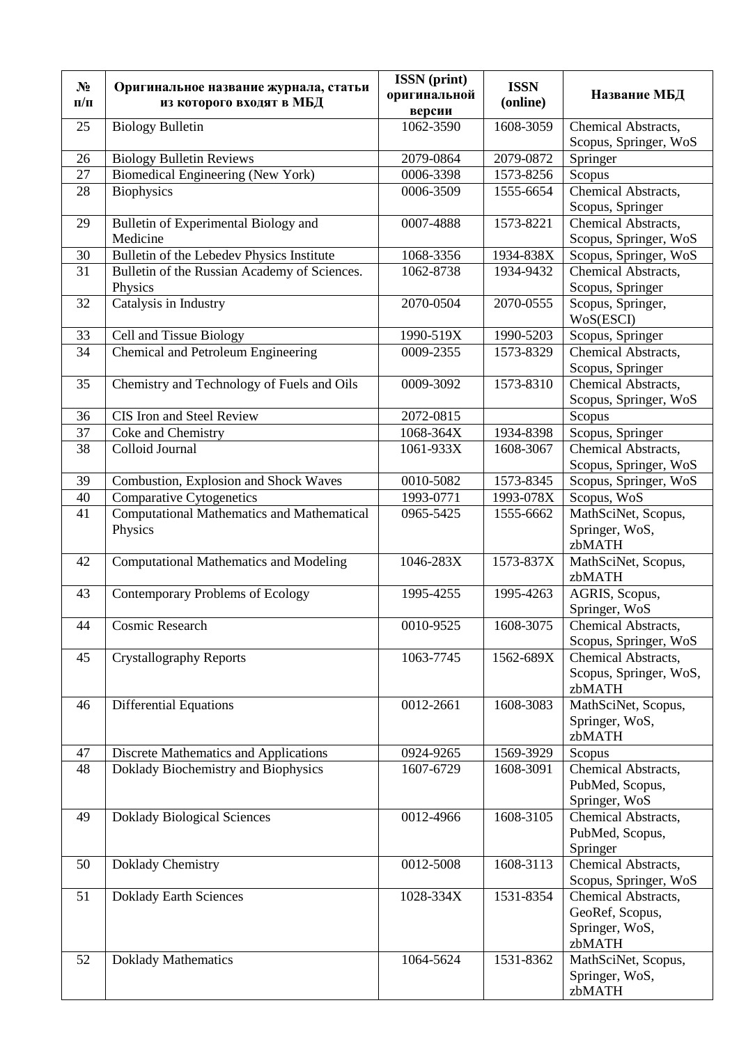| № п/п | Оригинальное название журнала, статьи из которого входят в МБД | ISSN (print) оригинальной версии | ISSN (online) | Название МБД |
|---|---|---|---|---|
| 25 | Biology Bulletin | 1062-3590 | 1608-3059 | Chemical Abstracts, Scopus, Springer, WoS |
| 26 | Biology Bulletin Reviews | 2079-0864 | 2079-0872 | Springer |
| 27 | Biomedical Engineering (New York) | 0006-3398 | 1573-8256 | Scopus |
| 28 | Biophysics | 0006-3509 | 1555-6654 | Chemical Abstracts, Scopus, Springer |
| 29 | Bulletin of Experimental Biology and Medicine | 0007-4888 | 1573-8221 | Chemical Abstracts, Scopus, Springer, WoS |
| 30 | Bulletin of the Lebedev Physics Institute | 1068-3356 | 1934-838X | Scopus, Springer, WoS |
| 31 | Bulletin of the Russian Academy of Sciences. Physics | 1062-8738 | 1934-9432 | Chemical Abstracts, Scopus, Springer |
| 32 | Catalysis in Industry | 2070-0504 | 2070-0555 | Scopus, Springer, WoS(ESCI) |
| 33 | Cell and Tissue Biology | 1990-519X | 1990-5203 | Scopus, Springer |
| 34 | Chemical and Petroleum Engineering | 0009-2355 | 1573-8329 | Chemical Abstracts, Scopus, Springer |
| 35 | Chemistry and Technology of Fuels and Oils | 0009-3092 | 1573-8310 | Chemical Abstracts, Scopus, Springer, WoS |
| 36 | CIS Iron and Steel Review | 2072-0815 | | Scopus |
| 37 | Coke and Chemistry | 1068-364X | 1934-8398 | Scopus, Springer |
| 38 | Colloid Journal | 1061-933X | 1608-3067 | Chemical Abstracts, Scopus, Springer, WoS |
| 39 | Combustion, Explosion and Shock Waves | 0010-5082 | 1573-8345 | Scopus, Springer, WoS |
| 40 | Comparative Cytogenetics | 1993-0771 | 1993-078X | Scopus, WoS |
| 41 | Computational Mathematics and Mathematical Physics | 0965-5425 | 1555-6662 | MathSciNet, Scopus, Springer, WoS, zbMATH |
| 42 | Computational Mathematics and Modeling | 1046-283X | 1573-837X | MathSciNet, Scopus, zbMATH |
| 43 | Contemporary Problems of Ecology | 1995-4255 | 1995-4263 | AGRIS, Scopus, Springer, WoS |
| 44 | Cosmic Research | 0010-9525 | 1608-3075 | Chemical Abstracts, Scopus, Springer, WoS |
| 45 | Crystallography Reports | 1063-7745 | 1562-689X | Chemical Abstracts, Scopus, Springer, WoS, zbMATH |
| 46 | Differential Equations | 0012-2661 | 1608-3083 | MathSciNet, Scopus, Springer, WoS, zbMATH |
| 47 | Discrete Mathematics and Applications | 0924-9265 | 1569-3929 | Scopus |
| 48 | Doklady Biochemistry and Biophysics | 1607-6729 | 1608-3091 | Chemical Abstracts, PubMed, Scopus, Springer, WoS |
| 49 | Doklady Biological Sciences | 0012-4966 | 1608-3105 | Chemical Abstracts, PubMed, Scopus, Springer |
| 50 | Doklady Chemistry | 0012-5008 | 1608-3113 | Chemical Abstracts, Scopus, Springer, WoS |
| 51 | Doklady Earth Sciences | 1028-334X | 1531-8354 | Chemical Abstracts, GeoRef, Scopus, Springer, WoS, zbMATH |
| 52 | Doklady Mathematics | 1064-5624 | 1531-8362 | MathSciNet, Scopus, Springer, WoS, zbMATH |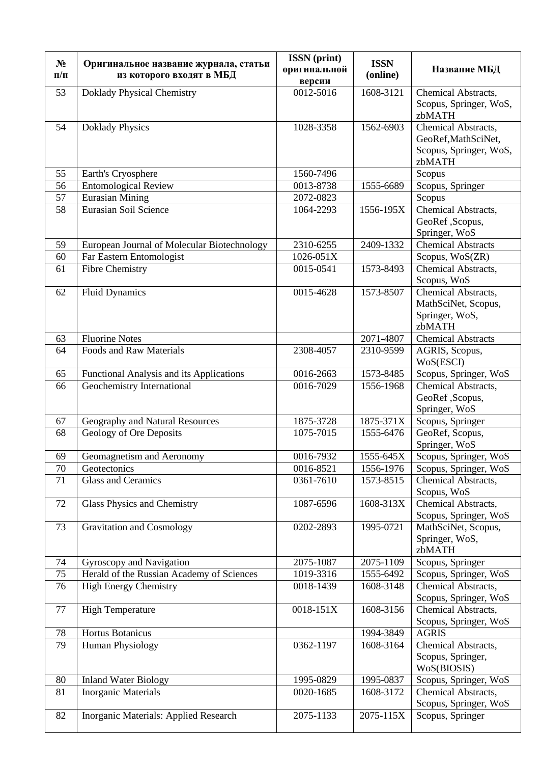| № п/п | Оригинальное название журнала, статьи из которого входят в МБД | ISSN (print) оригинальной версии | ISSN (online) | Название МБД |
|---|---|---|---|---|
| 53 | Doklady Physical Chemistry | 0012-5016 | 1608-3121 | Chemical Abstracts, Scopus, Springer, WoS, zbMATH |
| 54 | Doklady Physics | 1028-3358 | 1562-6903 | Chemical Abstracts, GeoRef,MathSciNet, Scopus, Springer, WoS, zbMATH |
| 55 | Earth's Cryosphere | 1560-7496 | | Scopus |
| 56 | Entomological Review | 0013-8738 | 1555-6689 | Scopus, Springer |
| 57 | Eurasian Mining | 2072-0823 | | Scopus |
| 58 | Eurasian Soil Science | 1064-2293 | 1556-195X | Chemical Abstracts, GeoRef ,Scopus, Springer, WoS |
| 59 | European Journal of Molecular Biotechnology | 2310-6255 | 2409-1332 | Chemical Abstracts |
| 60 | Far Eastern Entomologist | 1026-051X | | Scopus, WoS(ZR) |
| 61 | Fibre Chemistry | 0015-0541 | 1573-8493 | Chemical Abstracts, Scopus, WoS |
| 62 | Fluid Dynamics | 0015-4628 | 1573-8507 | Chemical Abstracts, MathSciNet, Scopus, Springer, WoS, zbMATH |
| 63 | Fluorine Notes | | 2071-4807 | Chemical Abstracts |
| 64 | Foods and Raw Materials | 2308-4057 | 2310-9599 | AGRIS, Scopus, WoS(ESCI) |
| 65 | Functional Analysis and its Applications | 0016-2663 | 1573-8485 | Scopus, Springer, WoS |
| 66 | Geochemistry International | 0016-7029 | 1556-1968 | Chemical Abstracts, GeoRef ,Scopus, Springer, WoS |
| 67 | Geography and Natural Resources | 1875-3728 | 1875-371X | Scopus, Springer |
| 68 | Geology of Ore Deposits | 1075-7015 | 1555-6476 | GeoRef, Scopus, Springer, WoS |
| 69 | Geomagnetism and Aeronomy | 0016-7932 | 1555-645X | Scopus, Springer, WoS |
| 70 | Geotectonics | 0016-8521 | 1556-1976 | Scopus, Springer, WoS |
| 71 | Glass and Ceramics | 0361-7610 | 1573-8515 | Chemical Abstracts, Scopus, WoS |
| 72 | Glass Physics and Chemistry | 1087-6596 | 1608-313X | Chemical Abstracts, Scopus, Springer, WoS |
| 73 | Gravitation and Cosmology | 0202-2893 | 1995-0721 | MathSciNet, Scopus, Springer, WoS, zbMATH |
| 74 | Gyroscopy and Navigation | 2075-1087 | 2075-1109 | Scopus, Springer |
| 75 | Herald of the Russian Academy of Sciences | 1019-3316 | 1555-6492 | Scopus, Springer, WoS |
| 76 | High Energy Chemistry | 0018-1439 | 1608-3148 | Chemical Abstracts, Scopus, Springer, WoS |
| 77 | High Temperature | 0018-151X | 1608-3156 | Chemical Abstracts, Scopus, Springer, WoS |
| 78 | Hortus Botanicus | | 1994-3849 | AGRIS |
| 79 | Human Physiology | 0362-1197 | 1608-3164 | Chemical Abstracts, Scopus, Springer, WoS(BIOSIS) |
| 80 | Inland Water Biology | 1995-0829 | 1995-0837 | Scopus, Springer, WoS |
| 81 | Inorganic Materials | 0020-1685 | 1608-3172 | Chemical Abstracts, Scopus, Springer, WoS |
| 82 | Inorganic Materials: Applied Research | 2075-1133 | 2075-115X | Scopus, Springer |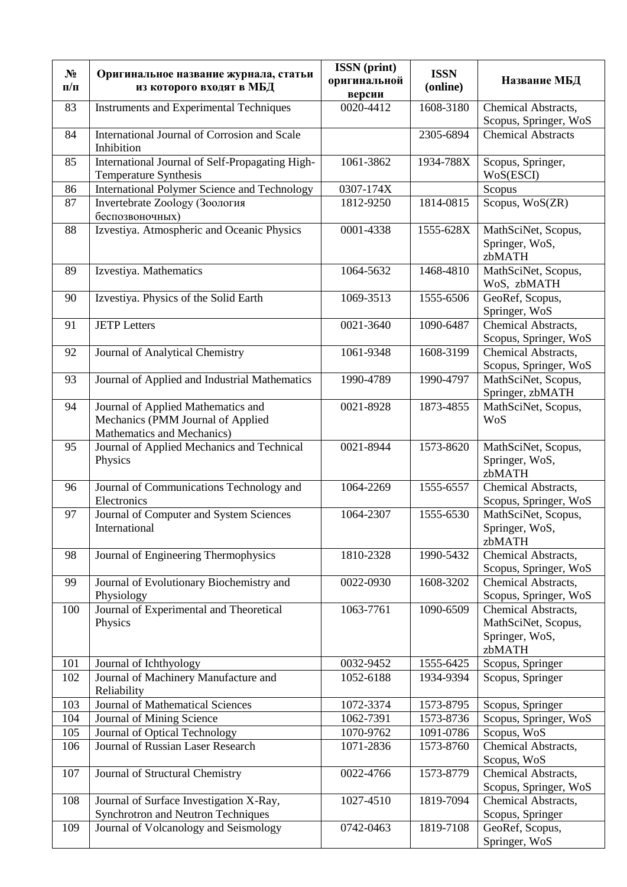| № п/п | Оригинальное название журнала, статьи из которого входят в МБД | ISSN (print) оригинальной версии | ISSN (online) | Название МБД |
|---|---|---|---|---|
| 83 | Instruments and Experimental Techniques | 0020-4412 | 1608-3180 | Chemical Abstracts, Scopus, Springer, WoS |
| 84 | International Journal of Corrosion and Scale Inhibition | | 2305-6894 | Chemical Abstracts |
| 85 | International Journal of Self-Propagating High-Temperature Synthesis | 1061-3862 | 1934-788X | Scopus, Springer, WoS(ESCI) |
| 86 | International Polymer Science and Technology | 0307-174X | | Scopus |
| 87 | Invertebrate Zoology (Зоология беспозвоночных) | 1812-9250 | 1814-0815 | Scopus, WoS(ZR) |
| 88 | Izvestiya. Atmospheric and Oceanic Physics | 0001-4338 | 1555-628X | MathSciNet, Scopus, Springer, WoS, zbMATH |
| 89 | Izvestiya. Mathematics | 1064-5632 | 1468-4810 | MathSciNet, Scopus, WoS, zbMATH |
| 90 | Izvestiya. Physics of the Solid Earth | 1069-3513 | 1555-6506 | GeoRef, Scopus, Springer, WoS |
| 91 | JETP Letters | 0021-3640 | 1090-6487 | Chemical Abstracts, Scopus, Springer, WoS |
| 92 | Journal of Analytical Chemistry | 1061-9348 | 1608-3199 | Chemical Abstracts, Scopus, Springer, WoS |
| 93 | Journal of Applied and Industrial Mathematics | 1990-4789 | 1990-4797 | MathSciNet, Scopus, Springer, zbMATH |
| 94 | Journal of Applied Mathematics and Mechanics (PMM Journal of Applied Mathematics and Mechanics) | 0021-8928 | 1873-4855 | MathSciNet, Scopus, WoS |
| 95 | Journal of Applied Mechanics and Technical Physics | 0021-8944 | 1573-8620 | MathSciNet, Scopus, Springer, WoS, zbMATH |
| 96 | Journal of Communications Technology and Electronics | 1064-2269 | 1555-6557 | Chemical Abstracts, Scopus, Springer, WoS |
| 97 | Journal of Computer and System Sciences International | 1064-2307 | 1555-6530 | MathSciNet, Scopus, Springer, WoS, zbMATH |
| 98 | Journal of Engineering Thermophysics | 1810-2328 | 1990-5432 | Chemical Abstracts, Scopus, Springer, WoS |
| 99 | Journal of Evolutionary Biochemistry and Physiology | 0022-0930 | 1608-3202 | Chemical Abstracts, Scopus, Springer, WoS |
| 100 | Journal of Experimental and Theoretical Physics | 1063-7761 | 1090-6509 | Chemical Abstracts, MathSciNet, Scopus, Springer, WoS, zbMATH |
| 101 | Journal of Ichthyology | 0032-9452 | 1555-6425 | Scopus, Springer |
| 102 | Journal of Machinery Manufacture and Reliability | 1052-6188 | 1934-9394 | Scopus, Springer |
| 103 | Journal of Mathematical Sciences | 1072-3374 | 1573-8795 | Scopus, Springer |
| 104 | Journal of Mining Science | 1062-7391 | 1573-8736 | Scopus, Springer, WoS |
| 105 | Journal of Optical Technology | 1070-9762 | 1091-0786 | Scopus, WoS |
| 106 | Journal of Russian Laser Research | 1071-2836 | 1573-8760 | Chemical Abstracts, Scopus, WoS |
| 107 | Journal of Structural Chemistry | 0022-4766 | 1573-8779 | Chemical Abstracts, Scopus, Springer, WoS |
| 108 | Journal of Surface Investigation X-Ray, Synchrotron and Neutron Techniques | 1027-4510 | 1819-7094 | Chemical Abstracts, Scopus, Springer |
| 109 | Journal of Volcanology and Seismology | 0742-0463 | 1819-7108 | GeoRef, Scopus, Springer, WoS |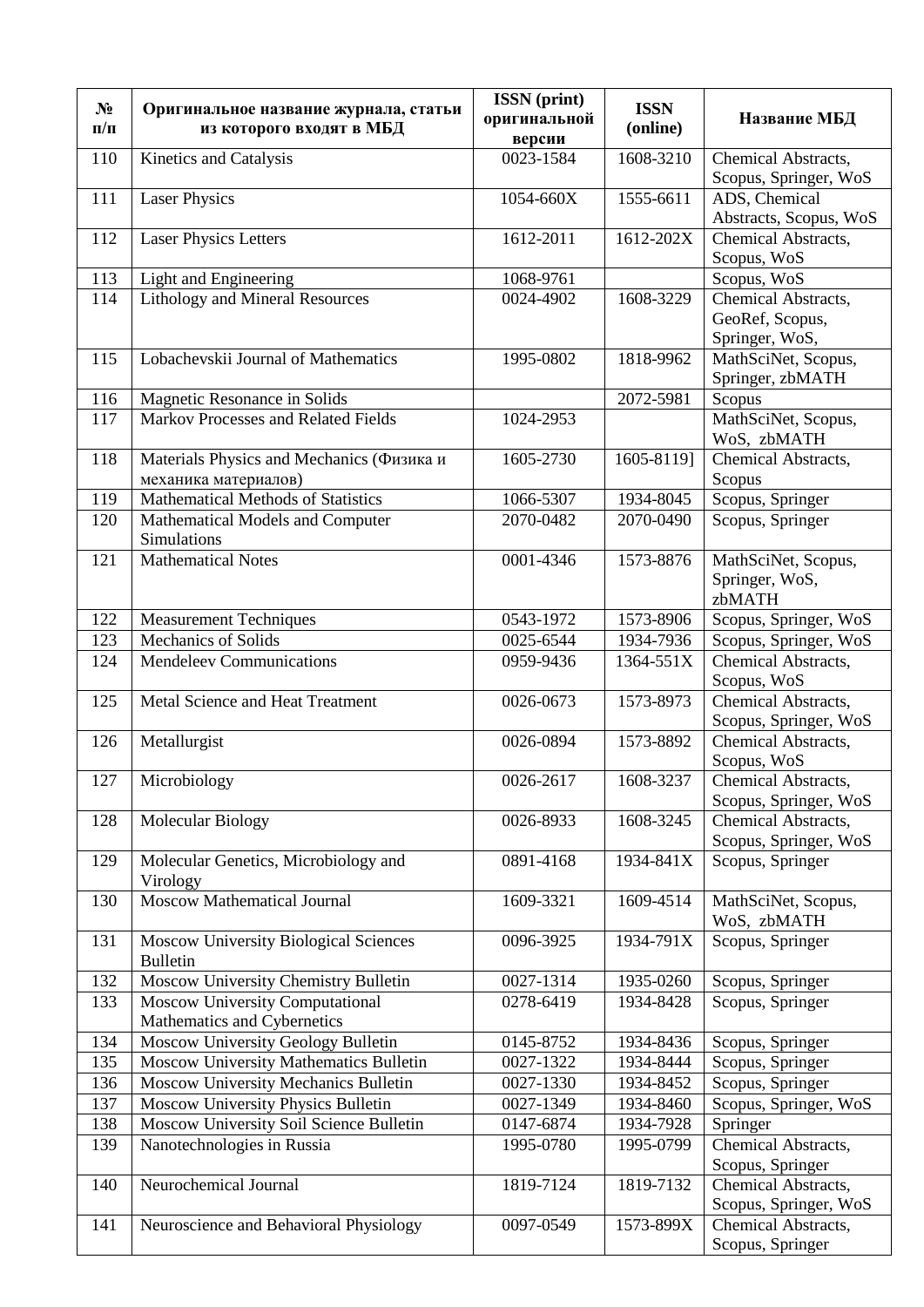| № п/п | Оригинальное название журнала, статьи из которого входят в МБД | ISSN (print) оригинальной версии | ISSN (online) | Название МБД |
|---|---|---|---|---|
| 110 | Kinetics and Catalysis | 0023-1584 | 1608-3210 | Chemical Abstracts, Scopus, Springer, WoS |
| 111 | Laser Physics | 1054-660X | 1555-6611 | ADS, Chemical Abstracts, Scopus, WoS |
| 112 | Laser Physics Letters | 1612-2011 | 1612-202X | Chemical Abstracts, Scopus, WoS |
| 113 | Light and Engineering | 1068-9761 | | Scopus, WoS |
| 114 | Lithology and Mineral Resources | 0024-4902 | 1608-3229 | Chemical Abstracts, GeoRef, Scopus, Springer, WoS, |
| 115 | Lobachevskii Journal of Mathematics | 1995-0802 | 1818-9962 | MathSciNet, Scopus, Springer, zbMATH |
| 116 | Magnetic Resonance in Solids | | 2072-5981 | Scopus |
| 117 | Markov Processes and Related Fields | 1024-2953 | | MathSciNet, Scopus, WoS, zbMATH |
| 118 | Materials Physics and Mechanics (Физика и механика материалов) | 1605-2730 | 1605-8119] | Chemical Abstracts, Scopus |
| 119 | Mathematical Methods of Statistics | 1066-5307 | 1934-8045 | Scopus, Springer |
| 120 | Mathematical Models and Computer Simulations | 2070-0482 | 2070-0490 | Scopus, Springer |
| 121 | Mathematical Notes | 0001-4346 | 1573-8876 | MathSciNet, Scopus, Springer, WoS, zbMATH |
| 122 | Measurement Techniques | 0543-1972 | 1573-8906 | Scopus, Springer, WoS |
| 123 | Mechanics of Solids | 0025-6544 | 1934-7936 | Scopus, Springer, WoS |
| 124 | Mendeleev Communications | 0959-9436 | 1364-551X | Chemical Abstracts, Scopus, WoS |
| 125 | Metal Science and Heat Treatment | 0026-0673 | 1573-8973 | Chemical Abstracts, Scopus, Springer, WoS |
| 126 | Metallurgist | 0026-0894 | 1573-8892 | Chemical Abstracts, Scopus, WoS |
| 127 | Microbiology | 0026-2617 | 1608-3237 | Chemical Abstracts, Scopus, Springer, WoS |
| 128 | Molecular Biology | 0026-8933 | 1608-3245 | Chemical Abstracts, Scopus, Springer, WoS |
| 129 | Molecular Genetics, Microbiology and Virology | 0891-4168 | 1934-841X | Scopus, Springer |
| 130 | Moscow Mathematical Journal | 1609-3321 | 1609-4514 | MathSciNet, Scopus, WoS, zbMATH |
| 131 | Moscow University Biological Sciences Bulletin | 0096-3925 | 1934-791X | Scopus, Springer |
| 132 | Moscow University Chemistry Bulletin | 0027-1314 | 1935-0260 | Scopus, Springer |
| 133 | Moscow University Computational Mathematics and Cybernetics | 0278-6419 | 1934-8428 | Scopus, Springer |
| 134 | Moscow University Geology Bulletin | 0145-8752 | 1934-8436 | Scopus, Springer |
| 135 | Moscow University Mathematics Bulletin | 0027-1322 | 1934-8444 | Scopus, Springer |
| 136 | Moscow University Mechanics Bulletin | 0027-1330 | 1934-8452 | Scopus, Springer |
| 137 | Moscow University Physics Bulletin | 0027-1349 | 1934-8460 | Scopus, Springer, WoS |
| 138 | Moscow University Soil Science Bulletin | 0147-6874 | 1934-7928 | Springer |
| 139 | Nanotechnologies in Russia | 1995-0780 | 1995-0799 | Chemical Abstracts, Scopus, Springer |
| 140 | Neurochemical Journal | 1819-7124 | 1819-7132 | Chemical Abstracts, Scopus, Springer, WoS |
| 141 | Neuroscience and Behavioral Physiology | 0097-0549 | 1573-899X | Chemical Abstracts, Scopus, Springer |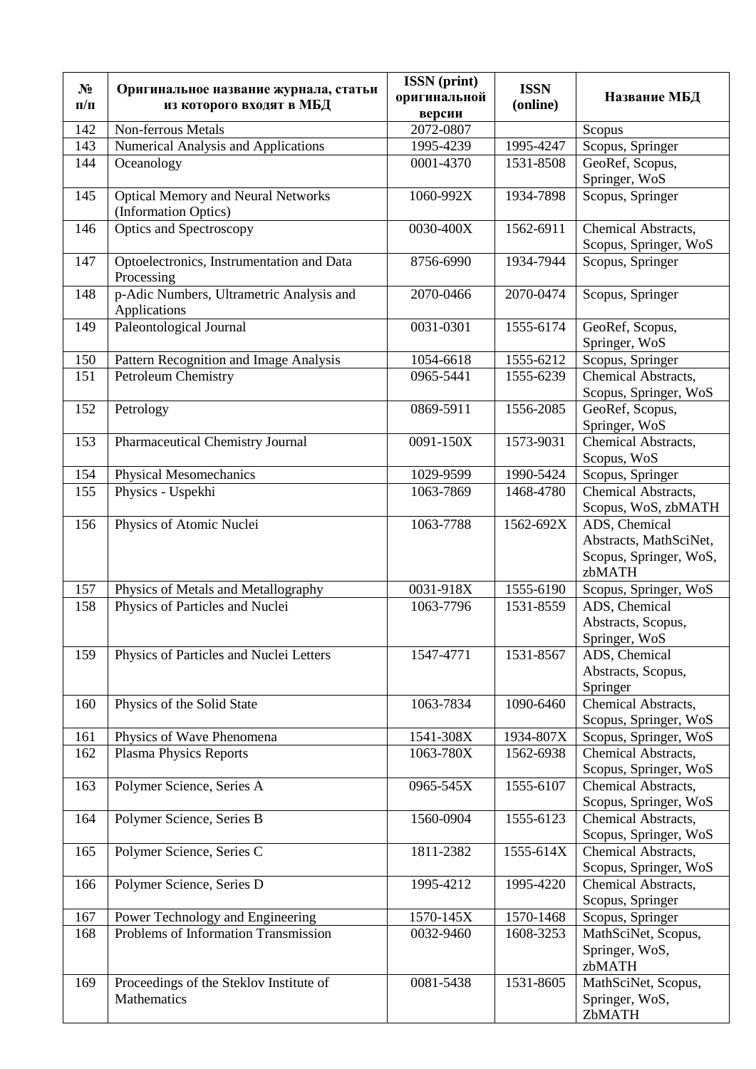| № п/п | Оригинальное название журнала, статьи из которого входят в МБД | ISSN (print) оригинальной версии | ISSN (online) | Название МБД |
|---|---|---|---|---|
| 142 | Non-ferrous Metals | 2072-0807 | | Scopus |
| 143 | Numerical Analysis and Applications | 1995-4239 | 1995-4247 | Scopus, Springer |
| 144 | Oceanology | 0001-4370 | 1531-8508 | GeoRef, Scopus, Springer, WoS |
| 145 | Optical Memory and Neural Networks (Information Optics) | 1060-992X | 1934-7898 | Scopus, Springer |
| 146 | Optics and Spectroscopy | 0030-400X | 1562-6911 | Chemical Abstracts, Scopus, Springer, WoS |
| 147 | Optoelectronics, Instrumentation and Data Processing | 8756-6990 | 1934-7944 | Scopus, Springer |
| 148 | p-Adic Numbers, Ultrametric Analysis and Applications | 2070-0466 | 2070-0474 | Scopus, Springer |
| 149 | Paleontological Journal | 0031-0301 | 1555-6174 | GeoRef, Scopus, Springer, WoS |
| 150 | Pattern Recognition and Image Analysis | 1054-6618 | 1555-6212 | Scopus, Springer |
| 151 | Petroleum Chemistry | 0965-5441 | 1555-6239 | Chemical Abstracts, Scopus, Springer, WoS |
| 152 | Petrology | 0869-5911 | 1556-2085 | GeoRef, Scopus, Springer, WoS |
| 153 | Pharmaceutical Chemistry Journal | 0091-150X | 1573-9031 | Chemical Abstracts, Scopus, WoS |
| 154 | Physical Mesomechanics | 1029-9599 | 1990-5424 | Scopus, Springer |
| 155 | Physics - Uspekhi | 1063-7869 | 1468-4780 | Chemical Abstracts, Scopus, WoS, zbMATH |
| 156 | Physics of Atomic Nuclei | 1063-7788 | 1562-692X | ADS, Chemical Abstracts, MathSciNet, Scopus, Springer, WoS, zbMATH |
| 157 | Physics of Metals and Metallography | 0031-918X | 1555-6190 | Scopus, Springer, WoS |
| 158 | Physics of Particles and Nuclei | 1063-7796 | 1531-8559 | ADS, Chemical Abstracts, Scopus, Springer, WoS |
| 159 | Physics of Particles and Nuclei Letters | 1547-4771 | 1531-8567 | ADS, Chemical Abstracts, Scopus, Springer |
| 160 | Physics of the Solid State | 1063-7834 | 1090-6460 | Chemical Abstracts, Scopus, Springer, WoS |
| 161 | Physics of Wave Phenomena | 1541-308X | 1934-807X | Scopus, Springer, WoS |
| 162 | Plasma Physics Reports | 1063-780X | 1562-6938 | Chemical Abstracts, Scopus, Springer, WoS |
| 163 | Polymer Science, Series A | 0965-545X | 1555-6107 | Chemical Abstracts, Scopus, Springer, WoS |
| 164 | Polymer Science, Series B | 1560-0904 | 1555-6123 | Chemical Abstracts, Scopus, Springer, WoS |
| 165 | Polymer Science, Series C | 1811-2382 | 1555-614X | Chemical Abstracts, Scopus, Springer, WoS |
| 166 | Polymer Science, Series D | 1995-4212 | 1995-4220 | Chemical Abstracts, Scopus, Springer |
| 167 | Power Technology and Engineering | 1570-145X | 1570-1468 | Scopus, Springer |
| 168 | Problems of Information Transmission | 0032-9460 | 1608-3253 | MathSciNet, Scopus, Springer, WoS, zbMATH |
| 169 | Proceedings of the Steklov Institute of Mathematics | 0081-5438 | 1531-8605 | MathSciNet, Scopus, Springer, WoS, ZbMATH |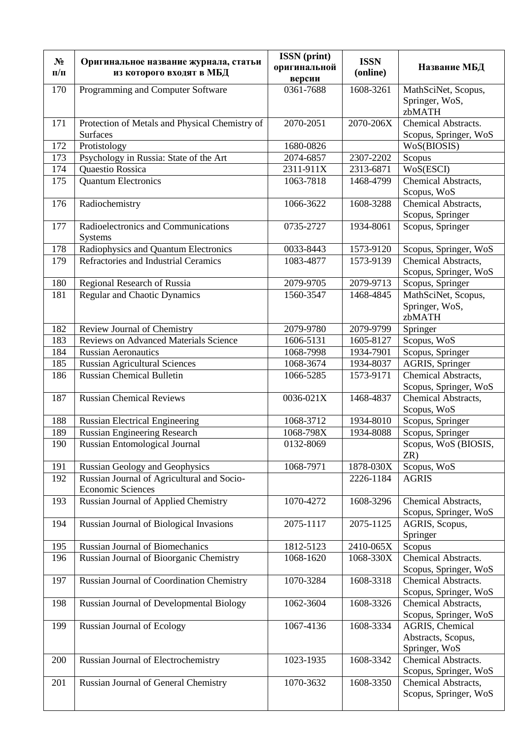| № п/п | Оригинальное название журнала, статьи из которого входят в МБД | ISSN (print) оригинальной версии | ISSN (online) | Название МБД |
|---|---|---|---|---|
| 170 | Programming and Computer Software | 0361-7688 | 1608-3261 | MathSciNet, Scopus, Springer, WoS, zbMATH |
| 171 | Protection of Metals and Physical Chemistry of Surfaces | 2070-2051 | 2070-206X | Chemical Abstracts. Scopus, Springer, WoS |
| 172 | Protistology | 1680-0826 | | WoS(BIOSIS) |
| 173 | Psychology in Russia: State of the Art | 2074-6857 | 2307-2202 | Scopus |
| 174 | Quaestio Rossica | 2311-911X | 2313-6871 | WoS(ESCI) |
| 175 | Quantum Electronics | 1063-7818 | 1468-4799 | Chemical Abstracts, Scopus, WoS |
| 176 | Radiochemistry | 1066-3622 | 1608-3288 | Chemical Abstracts, Scopus, Springer |
| 177 | Radioelectronics and Communications Systems | 0735-2727 | 1934-8061 | Scopus, Springer |
| 178 | Radiophysics and Quantum Electronics | 0033-8443 | 1573-9120 | Scopus, Springer, WoS |
| 179 | Refractories and Industrial Ceramics | 1083-4877 | 1573-9139 | Chemical Abstracts, Scopus, Springer, WoS |
| 180 | Regional Research of Russia | 2079-9705 | 2079-9713 | Scopus, Springer |
| 181 | Regular and Chaotic Dynamics | 1560-3547 | 1468-4845 | MathSciNet, Scopus, Springer, WoS, zbMATH |
| 182 | Review Journal of Chemistry | 2079-9780 | 2079-9799 | Springer |
| 183 | Reviews on Advanced Materials Science | 1606-5131 | 1605-8127 | Scopus, WoS |
| 184 | Russian Aeronautics | 1068-7998 | 1934-7901 | Scopus, Springer |
| 185 | Russian Agricultural Sciences | 1068-3674 | 1934-8037 | AGRIS, Springer |
| 186 | Russian Chemical Bulletin | 1066-5285 | 1573-9171 | Chemical Abstracts, Scopus, Springer, WoS |
| 187 | Russian Chemical Reviews | 0036-021X | 1468-4837 | Chemical Abstracts, Scopus, WoS |
| 188 | Russian Electrical Engineering | 1068-3712 | 1934-8010 | Scopus, Springer |
| 189 | Russian Engineering Research | 1068-798X | 1934-8088 | Scopus, Springer |
| 190 | Russian Entomological Journal | 0132-8069 | | Scopus, WoS (BIOSIS, ZR) |
| 191 | Russian Geology and Geophysics | 1068-7971 | 1878-030X | Scopus, WoS |
| 192 | Russian Journal of Agricultural and Socio-Economic Sciences | | 2226-1184 | AGRIS |
| 193 | Russian Journal of Applied Chemistry | 1070-4272 | 1608-3296 | Chemical Abstracts, Scopus, Springer, WoS |
| 194 | Russian Journal of Biological Invasions | 2075-1117 | 2075-1125 | AGRIS, Scopus, Springer |
| 195 | Russian Journal of Biomechanics | 1812-5123 | 2410-065X | Scopus |
| 196 | Russian Journal of Bioorganic Chemistry | 1068-1620 | 1068-330X | Chemical Abstracts. Scopus, Springer, WoS |
| 197 | Russian Journal of Coordination Chemistry | 1070-3284 | 1608-3318 | Chemical Abstracts. Scopus, Springer, WoS |
| 198 | Russian Journal of Developmental Biology | 1062-3604 | 1608-3326 | Chemical Abstracts, Scopus, Springer, WoS |
| 199 | Russian Journal of Ecology | 1067-4136 | 1608-3334 | AGRIS, Chemical Abstracts, Scopus, Springer, WoS |
| 200 | Russian Journal of Electrochemistry | 1023-1935 | 1608-3342 | Chemical Abstracts. Scopus, Springer, WoS |
| 201 | Russian Journal of General Chemistry | 1070-3632 | 1608-3350 | Chemical Abstracts, Scopus, Springer, WoS |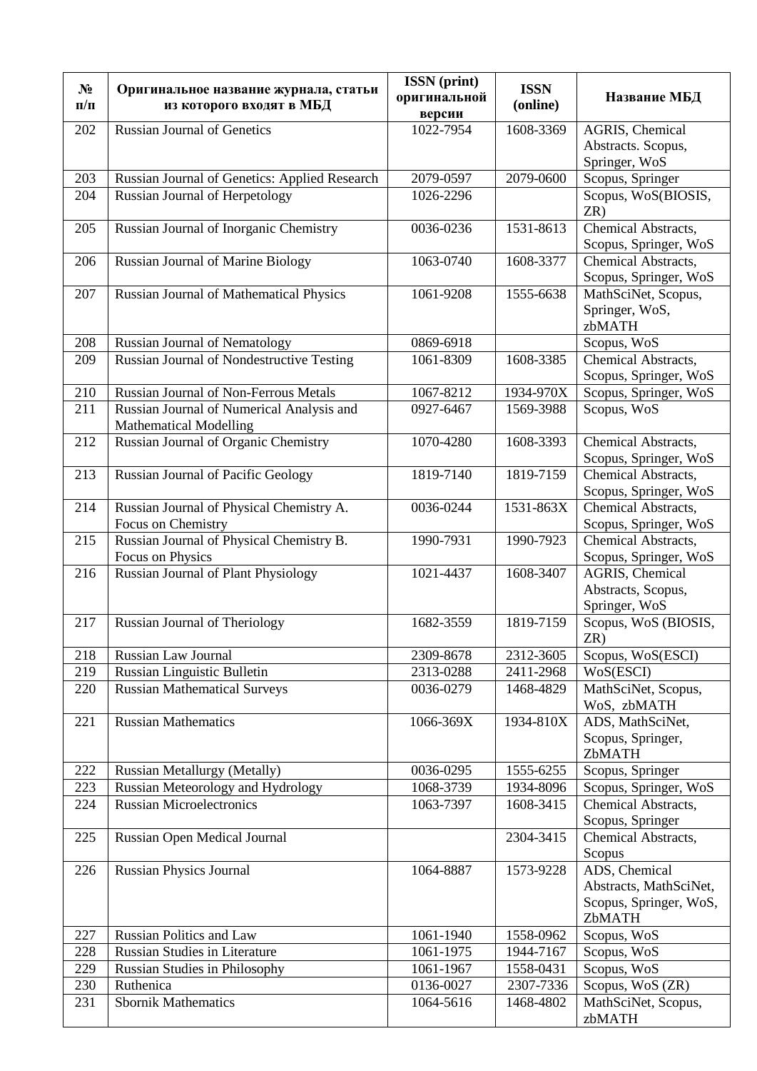| № п/п | Оригинальное название журнала, статьи из которого входят в МБД | ISSN (print) оригинальной версии | ISSN (online) | Название МБД |
|---|---|---|---|---|
| 202 | Russian Journal of Genetics | 1022-7954 | 1608-3369 | AGRIS, Chemical Abstracts. Scopus, Springer, WoS |
| 203 | Russian Journal of Genetics: Applied Research | 2079-0597 | 2079-0600 | Scopus, Springer |
| 204 | Russian Journal of Herpetology | 1026-2296 | | Scopus, WoS(BIOSIS, ZR) |
| 205 | Russian Journal of Inorganic Chemistry | 0036-0236 | 1531-8613 | Chemical Abstracts, Scopus, Springer, WoS |
| 206 | Russian Journal of Marine Biology | 1063-0740 | 1608-3377 | Chemical Abstracts, Scopus, Springer, WoS |
| 207 | Russian Journal of Mathematical Physics | 1061-9208 | 1555-6638 | MathSciNet, Scopus, Springer, WoS, zbMATH |
| 208 | Russian Journal of Nematology | 0869-6918 | | Scopus, WoS |
| 209 | Russian Journal of Nondestructive Testing | 1061-8309 | 1608-3385 | Chemical Abstracts, Scopus, Springer, WoS |
| 210 | Russian Journal of Non-Ferrous Metals | 1067-8212 | 1934-970X | Scopus, Springer, WoS |
| 211 | Russian Journal of Numerical Analysis and Mathematical Modelling | 0927-6467 | 1569-3988 | Scopus, WoS |
| 212 | Russian Journal of Organic Chemistry | 1070-4280 | 1608-3393 | Chemical Abstracts, Scopus, Springer, WoS |
| 213 | Russian Journal of Pacific Geology | 1819-7140 | 1819-7159 | Chemical Abstracts, Scopus, Springer, WoS |
| 214 | Russian Journal of Physical Chemistry A. Focus on Chemistry | 0036-0244 | 1531-863X | Chemical Abstracts, Scopus, Springer, WoS |
| 215 | Russian Journal of Physical Chemistry B. Focus on Physics | 1990-7931 | 1990-7923 | Chemical Abstracts, Scopus, Springer, WoS |
| 216 | Russian Journal of Plant Physiology | 1021-4437 | 1608-3407 | AGRIS, Chemical Abstracts, Scopus, Springer, WoS |
| 217 | Russian Journal of Theriology | 1682-3559 | 1819-7159 | Scopus, WoS (BIOSIS, ZR) |
| 218 | Russian Law Journal | 2309-8678 | 2312-3605 | Scopus, WoS(ESCI) |
| 219 | Russian Linguistic Bulletin | 2313-0288 | 2411-2968 | WoS(ESCI) |
| 220 | Russian Mathematical Surveys | 0036-0279 | 1468-4829 | MathSciNet, Scopus, WoS, zbMATH |
| 221 | Russian Mathematics | 1066-369X | 1934-810X | ADS, MathSciNet, Scopus, Springer, ZbMATH |
| 222 | Russian Metallurgy (Metally) | 0036-0295 | 1555-6255 | Scopus, Springer |
| 223 | Russian Meteorology and Hydrology | 1068-3739 | 1934-8096 | Scopus, Springer, WoS |
| 224 | Russian Microelectronics | 1063-7397 | 1608-3415 | Chemical Abstracts, Scopus, Springer |
| 225 | Russian Open Medical Journal | | 2304-3415 | Chemical Abstracts, Scopus |
| 226 | Russian Physics Journal | 1064-8887 | 1573-9228 | ADS, Chemical Abstracts, MathSciNet, Scopus, Springer, WoS, ZbMATH |
| 227 | Russian Politics and Law | 1061-1940 | 1558-0962 | Scopus, WoS |
| 228 | Russian Studies in Literature | 1061-1975 | 1944-7167 | Scopus, WoS |
| 229 | Russian Studies in Philosophy | 1061-1967 | 1558-0431 | Scopus, WoS |
| 230 | Ruthenica | 0136-0027 | 2307-7336 | Scopus, WoS (ZR) |
| 231 | Sbornik Mathematics | 1064-5616 | 1468-4802 | MathSciNet, Scopus, zbMATH |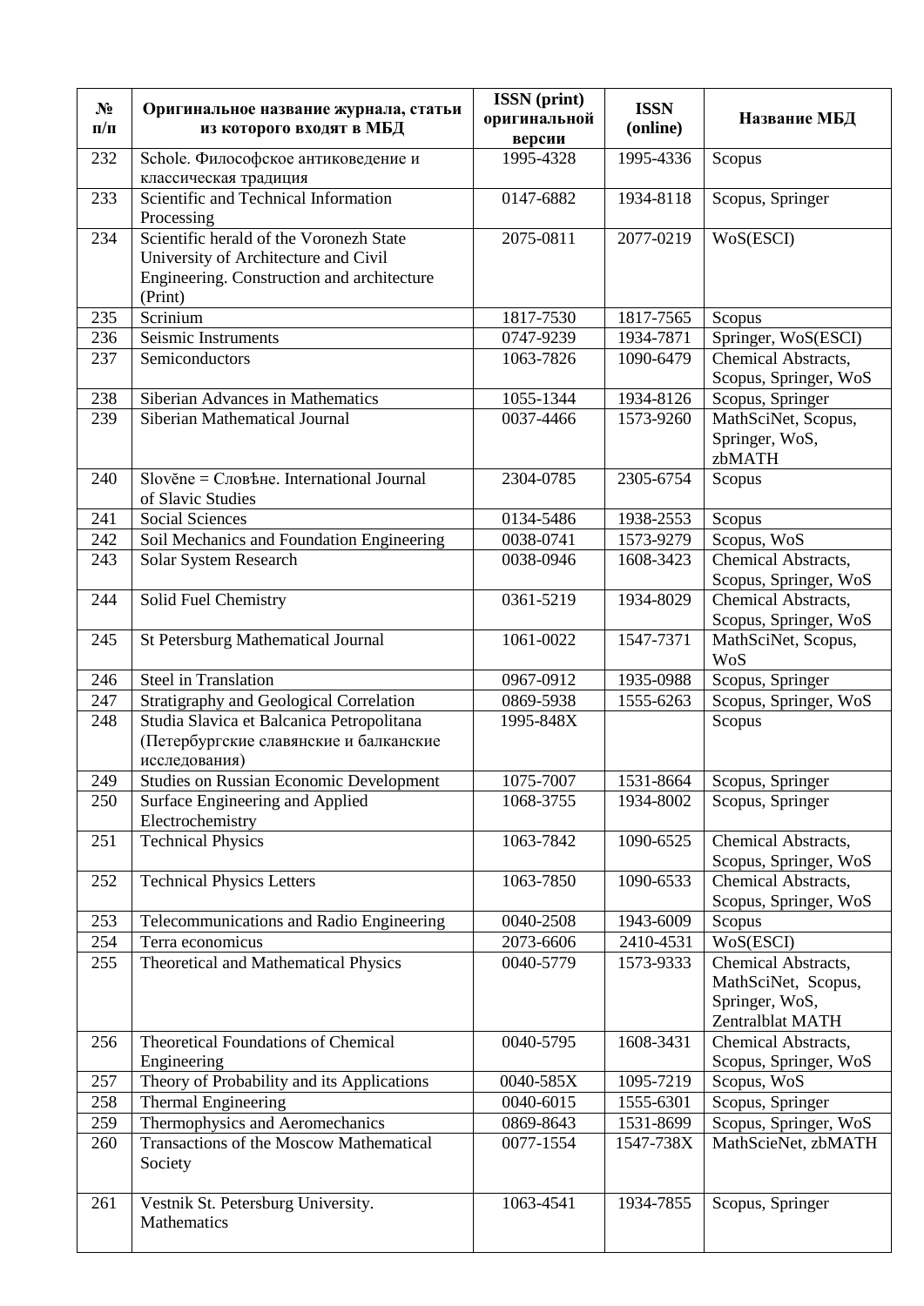| № п/п | Оригинальное название журнала, статьи из которого входят в МБД | ISSN (print) оригинальной версии | ISSN (online) | Название МБД |
|---|---|---|---|---|
| 232 | Schole. Философское антиковедение и классическая традиция | 1995-4328 | 1995-4336 | Scopus |
| 233 | Scientific and Technical Information Processing | 0147-6882 | 1934-8118 | Scopus, Springer |
| 234 | Scientific herald of the Voronezh State University of Architecture and Civil Engineering. Construction and architecture (Print) | 2075-0811 | 2077-0219 | WoS(ESCI) |
| 235 | Scrinium | 1817-7530 | 1817-7565 | Scopus |
| 236 | Seismic Instruments | 0747-9239 | 1934-7871 | Springer, WoS(ESCI) |
| 237 | Semiconductors | 1063-7826 | 1090-6479 | Chemical Abstracts, Scopus, Springer, WoS |
| 238 | Siberian Advances in Mathematics | 1055-1344 | 1934-8126 | Scopus, Springer |
| 239 | Siberian Mathematical Journal | 0037-4466 | 1573-9260 | MathSciNet, Scopus, Springer, WoS, zbMATH |
| 240 | Slověne = Словѣне. International Journal of Slavic Studies | 2304-0785 | 2305-6754 | Scopus |
| 241 | Social Sciences | 0134-5486 | 1938-2553 | Scopus |
| 242 | Soil Mechanics and Foundation Engineering | 0038-0741 | 1573-9279 | Scopus, WoS |
| 243 | Solar System Research | 0038-0946 | 1608-3423 | Chemical Abstracts, Scopus, Springer, WoS |
| 244 | Solid Fuel Chemistry | 0361-5219 | 1934-8029 | Chemical Abstracts, Scopus, Springer, WoS |
| 245 | St Petersburg Mathematical Journal | 1061-0022 | 1547-7371 | MathSciNet, Scopus, WoS |
| 246 | Steel in Translation | 0967-0912 | 1935-0988 | Scopus, Springer |
| 247 | Stratigraphy and Geological Correlation | 0869-5938 | 1555-6263 | Scopus, Springer, WoS |
| 248 | Studia Slavica et Balcanica Petropolitana (Петербургские славянские и балканские исследования) | 1995-848X | | Scopus |
| 249 | Studies on Russian Economic Development | 1075-7007 | 1531-8664 | Scopus, Springer |
| 250 | Surface Engineering and Applied Electrochemistry | 1068-3755 | 1934-8002 | Scopus, Springer |
| 251 | Technical Physics | 1063-7842 | 1090-6525 | Chemical Abstracts, Scopus, Springer, WoS |
| 252 | Technical Physics Letters | 1063-7850 | 1090-6533 | Chemical Abstracts, Scopus, Springer, WoS |
| 253 | Telecommunications and Radio Engineering | 0040-2508 | 1943-6009 | Scopus |
| 254 | Terra economicus | 2073-6606 | 2410-4531 | WoS(ESCI) |
| 255 | Theoretical and Mathematical Physics | 0040-5779 | 1573-9333 | Chemical Abstracts, MathSciNet, Scopus, Springer, WoS, Zentralblat MATH |
| 256 | Theoretical Foundations of Chemical Engineering | 0040-5795 | 1608-3431 | Chemical Abstracts, Scopus, Springer, WoS |
| 257 | Theory of Probability and its Applications | 0040-585X | 1095-7219 | Scopus, WoS |
| 258 | Thermal Engineering | 0040-6015 | 1555-6301 | Scopus, Springer |
| 259 | Thermophysics and Aeromechanics | 0869-8643 | 1531-8699 | Scopus, Springer, WoS |
| 260 | Transactions of the Moscow Mathematical Society | 0077-1554 | 1547-738X | MathScieNet, zbMATH |
| 261 | Vestnik St. Petersburg University. Mathematics | 1063-4541 | 1934-7855 | Scopus, Springer |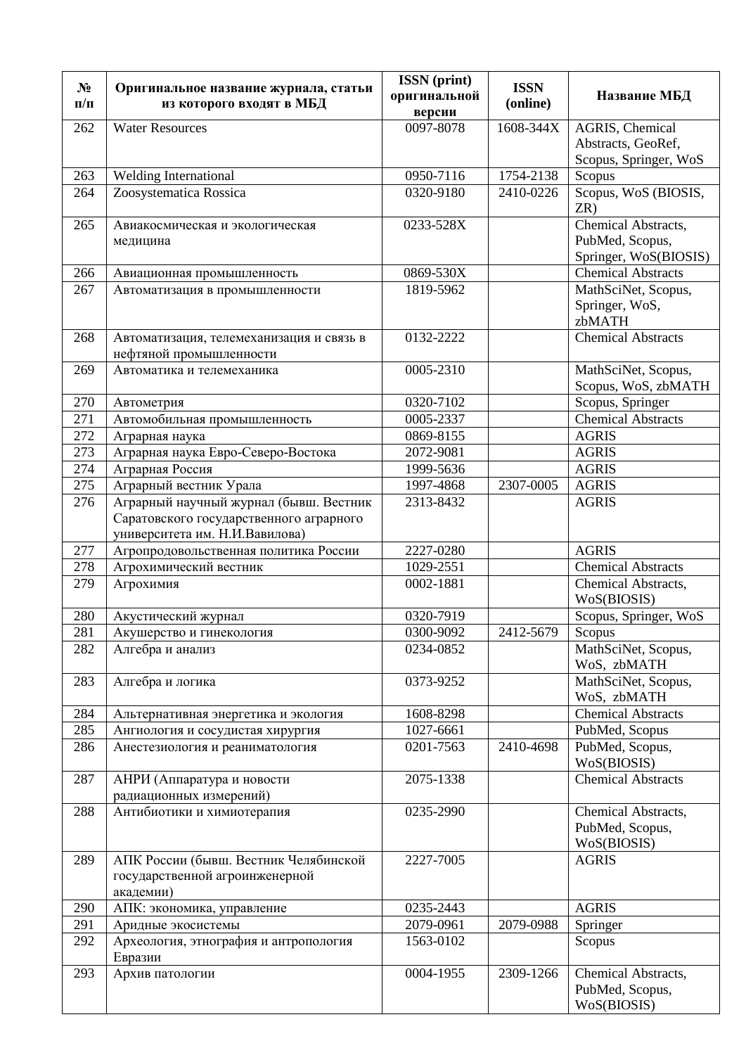| № п/п | Оригинальное название журнала, статьи из которого входят в МБД | ISSN (print) оригинальной версии | ISSN (online) | Название МБД |
|---|---|---|---|---|
| 262 | Water Resources | 0097-8078 | 1608-344X | AGRIS, Chemical Abstracts, GeoRef, Scopus, Springer, WoS |
| 263 | Welding International | 0950-7116 | 1754-2138 | Scopus |
| 264 | Zoosystematica Rossica | 0320-9180 | 2410-0226 | Scopus, WoS (BIOSIS, ZR) |
| 265 | Авиакосмическая и экологическая медицина | 0233-528X | | Chemical Abstracts, PubMed, Scopus, Springer, WoS(BIOSIS) |
| 266 | Авиационная промышленность | 0869-530X | | Chemical Abstracts |
| 267 | Автоматизация в промышленности | 1819-5962 | | MathSciNet, Scopus, Springer, WoS, zbMATH |
| 268 | Автоматизация, телемеханизация и связь в нефтяной промышленности | 0132-2222 | | Chemical Abstracts |
| 269 | Автоматика и телемеханика | 0005-2310 | | MathSciNet, Scopus, Scopus, WoS, zbMATH |
| 270 | Автометрия | 0320-7102 | | Scopus, Springer |
| 271 | Автомобильная промышленность | 0005-2337 | | Chemical Abstracts |
| 272 | Аграрная наука | 0869-8155 | | AGRIS |
| 273 | Аграрная наука Евро-Северо-Востока | 2072-9081 | | AGRIS |
| 274 | Аграрная Россия | 1999-5636 | | AGRIS |
| 275 | Аграрный вестник Урала | 1997-4868 | 2307-0005 | AGRIS |
| 276 | Аграрный научный журнал (бывш. Вестник Саратовского государственного аграрного университета им. Н.И.Вавилова) | 2313-8432 | | AGRIS |
| 277 | Агропродовольственная политика России | 2227-0280 | | AGRIS |
| 278 | Агрохимический вестник | 1029-2551 | | Chemical Abstracts |
| 279 | Агрохимия | 0002-1881 | | Chemical Abstracts, WoS(BIOSIS) |
| 280 | Акустический журнал | 0320-7919 | | Scopus, Springer, WoS |
| 281 | Акушерство и гинекология | 0300-9092 | 2412-5679 | Scopus |
| 282 | Алгебра и анализ | 0234-0852 | | MathSciNet, Scopus, WoS, zbMATH |
| 283 | Алгебра и логика | 0373-9252 | | MathSciNet, Scopus, WoS, zbMATH |
| 284 | Альтернативная энергетика и экология | 1608-8298 | | Chemical Abstracts |
| 285 | Ангиология и сосудистая хирургия | 1027-6661 | | PubMed, Scopus |
| 286 | Анестезиология и реаниматология | 0201-7563 | 2410-4698 | PubMed, Scopus, WoS(BIOSIS) |
| 287 | АНРИ (Аппаратура и новости радиационных измерений) | 2075-1338 | | Chemical Abstracts |
| 288 | Антибиотики и химиотерапия | 0235-2990 | | Chemical Abstracts, PubMed, Scopus, WoS(BIOSIS) |
| 289 | АПК России (бывш. Вестник Челябинской государственной агроинженерной академии) | 2227-7005 | | AGRIS |
| 290 | АПК: экономика, управление | 0235-2443 | | AGRIS |
| 291 | Аридные экосистемы | 2079-0961 | 2079-0988 | Springer |
| 292 | Археология, этнография и антропология Евразии | 1563-0102 | | Scopus |
| 293 | Архив патологии | 0004-1955 | 2309-1266 | Chemical Abstracts, PubMed, Scopus, WoS(BIOSIS) |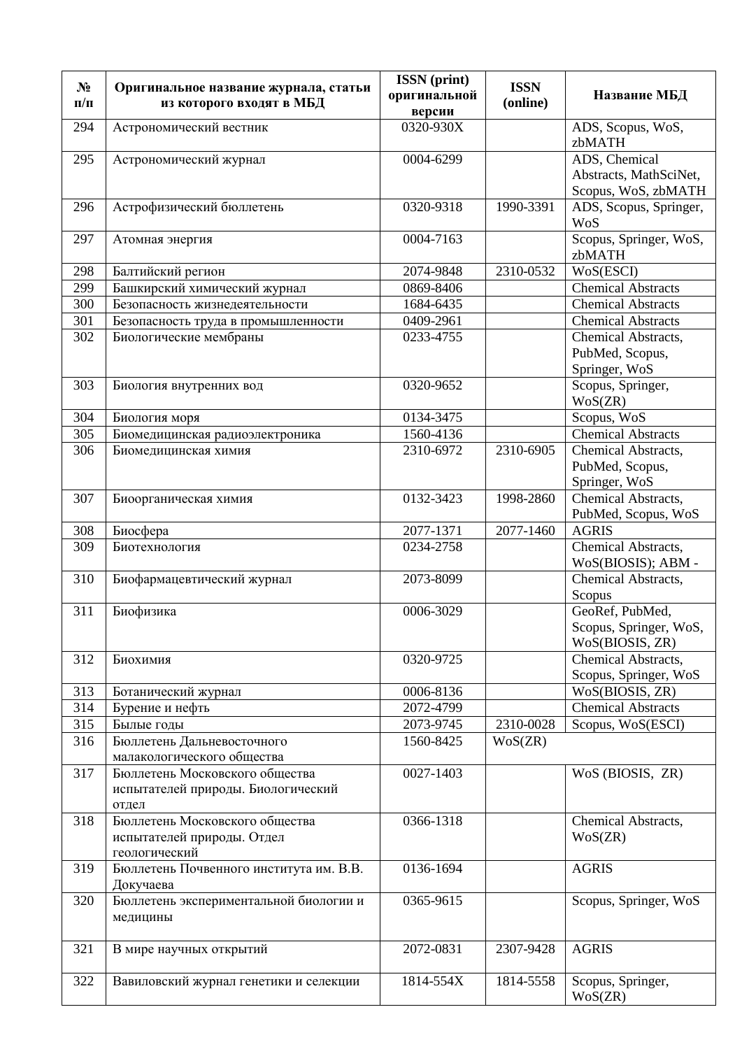| № п/п | Оригинальное название журнала, статьи из которого входят в МБД | ISSN (print) оригинальной версии | ISSN (online) | Название МБД |
|---|---|---|---|---|
| 294 | Астрономический вестник | 0320-930X | | ADS, Scopus, WoS, zbMATH |
| 295 | Астрономический журнал | 0004-6299 | | ADS, Chemical Abstracts, MathSciNet, Scopus, WoS, zbMATH |
| 296 | Астрофизический бюллетень | 0320-9318 | 1990-3391 | ADS, Scopus, Springer, WoS |
| 297 | Атомная энергия | 0004-7163 | | Scopus, Springer, WoS, zbMATH |
| 298 | Балтийский регион | 2074-9848 | 2310-0532 | WoS(ESCI) |
| 299 | Башкирский химический журнал | 0869-8406 | | Chemical Abstracts |
| 300 | Безопасность жизнедеятельности | 1684-6435 | | Chemical Abstracts |
| 301 | Безопасность труда в промышленности | 0409-2961 | | Chemical Abstracts |
| 302 | Биологические мембраны | 0233-4755 | | Chemical Abstracts, PubMed, Scopus, Springer, WoS |
| 303 | Биология внутренних вод | 0320-9652 | | Scopus, Springer, WoS(ZR) |
| 304 | Биология моря | 0134-3475 | | Scopus, WoS |
| 305 | Биомедицинская радиоэлектроника | 1560-4136 | | Chemical Abstracts |
| 306 | Биомедицинская химия | 2310-6972 | 2310-6905 | Chemical Abstracts, PubMed, Scopus, Springer, WoS |
| 307 | Биоорганическая химия | 0132-3423 | 1998-2860 | Chemical Abstracts, PubMed, Scopus, WoS |
| 308 | Биосфера | 2077-1371 | 2077-1460 | AGRIS |
| 309 | Биотехнология | 0234-2758 | | Chemical Abstracts, WoS(BIOSIS); ABM - |
| 310 | Биофармацевтический журнал | 2073-8099 | | Chemical Abstracts, Scopus |
| 311 | Биофизика | 0006-3029 | | GeoRef, PubMed, Scopus, Springer, WoS, WoS(BIOSIS, ZR) |
| 312 | Биохимия | 0320-9725 | | Chemical Abstracts, Scopus, Springer, WoS |
| 313 | Ботанический журнал | 0006-8136 | | WoS(BIOSIS, ZR) |
| 314 | Бурение и нефть | 2072-4799 | | Chemical Abstracts |
| 315 | Былые годы | 2073-9745 | 2310-0028 | Scopus, WoS(ESCI) |
| 316 | Бюллетень Дальневосточного малакологического общества | 1560-8425 | WoS(ZR) | |
| 317 | Бюллетень Московского общества испытателей природы. Биологический отдел | 0027-1403 | | WoS (BIOSIS, ZR) |
| 318 | Бюллетень Московского общества испытателей природы. Отдел геологический | 0366-1318 | | Chemical Abstracts, WoS(ZR) |
| 319 | Бюллетень Почвенного института им. В.В. Докучаева | 0136-1694 | | AGRIS |
| 320 | Бюллетень экспериментальной биологии и медицины | 0365-9615 | | Scopus, Springer, WoS |
| 321 | В мире научных открытий | 2072-0831 | 2307-9428 | AGRIS |
| 322 | Вавиловский журнал генетики и селекции | 1814-554X | 1814-5558 | Scopus, Springer, WoS(ZR) |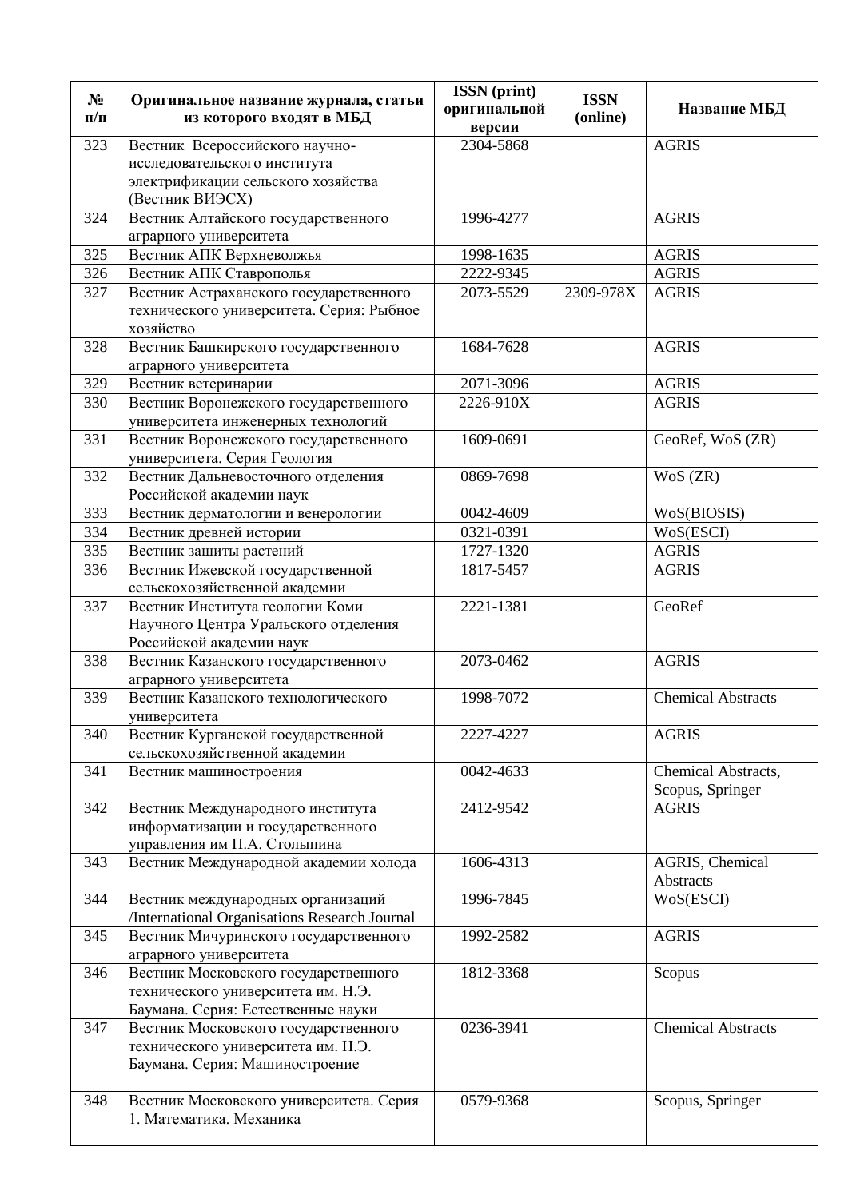| № п/п | Оригинальное название журнала, статьи из которого входят в МБД | ISSN (print) оригинальной версии | ISSN (online) | Название МБД |
|---|---|---|---|---|
| 323 | Вестник Всероссийского научно-исследовательского института электрификации сельского хозяйства (Вестник ВИЭСХ) | 2304-5868 | | AGRIS |
| 324 | Вестник Алтайского государственного аграрного университета | 1996-4277 | | AGRIS |
| 325 | Вестник АПК Верхневолжья | 1998-1635 | | AGRIS |
| 326 | Вестник АПК Ставрополья | 2222-9345 | | AGRIS |
| 327 | Вестник Астраханского государственного технического университета. Серия: Рыбное хозяйство | 2073-5529 | 2309-978X | AGRIS |
| 328 | Вестник Башкирского государственного аграрного университета | 1684-7628 | | AGRIS |
| 329 | Вестник ветеринарии | 2071-3096 | | AGRIS |
| 330 | Вестник Воронежского государственного университета инженерных технологий | 2226-910X | | AGRIS |
| 331 | Вестник Воронежского государственного университета. Серия Геология | 1609-0691 | | GeoRef, WoS (ZR) |
| 332 | Вестник Дальневосточного отделения Российской академии наук | 0869-7698 | | WoS (ZR) |
| 333 | Вестник дерматологии и венерологии | 0042-4609 | | WoS(BIOSIS) |
| 334 | Вестник древней истории | 0321-0391 | | WoS(ESCI) |
| 335 | Вестник защиты растений | 1727-1320 | | AGRIS |
| 336 | Вестник Ижевской государственной сельскохозяйственной академии | 1817-5457 | | AGRIS |
| 337 | Вестник Института геологии Коми Научного Центра Уральского отделения Российской академии наук | 2221-1381 | | GeoRef |
| 338 | Вестник Казанского государственного аграрного университета | 2073-0462 | | AGRIS |
| 339 | Вестник Казанского технологического университета | 1998-7072 | | Chemical Abstracts |
| 340 | Вестник Курганской государственной сельскохозяйственной академии | 2227-4227 | | AGRIS |
| 341 | Вестник машиностроения | 0042-4633 | | Chemical Abstracts, Scopus, Springer |
| 342 | Вестник Международного института информатизации и государственного управления им П.А. Столыпина | 2412-9542 | | AGRIS |
| 343 | Вестник Международной академии холода | 1606-4313 | | AGRIS, Chemical Abstracts |
| 344 | Вестник международных организаций /International Organisations Research Journal | 1996-7845 | | WoS(ESCI) |
| 345 | Вестник Мичуринского государственного аграрного университета | 1992-2582 | | AGRIS |
| 346 | Вестник Московского государственного технического университета им. Н.Э. Баумана. Серия: Естественные науки | 1812-3368 | | Scopus |
| 347 | Вестник Московского государственного технического университета им. Н.Э. Баумана. Серия: Машиностроение | 0236-3941 | | Chemical Abstracts |
| 348 | Вестник Московского университета. Серия 1. Математика. Механика | 0579-9368 | | Scopus, Springer |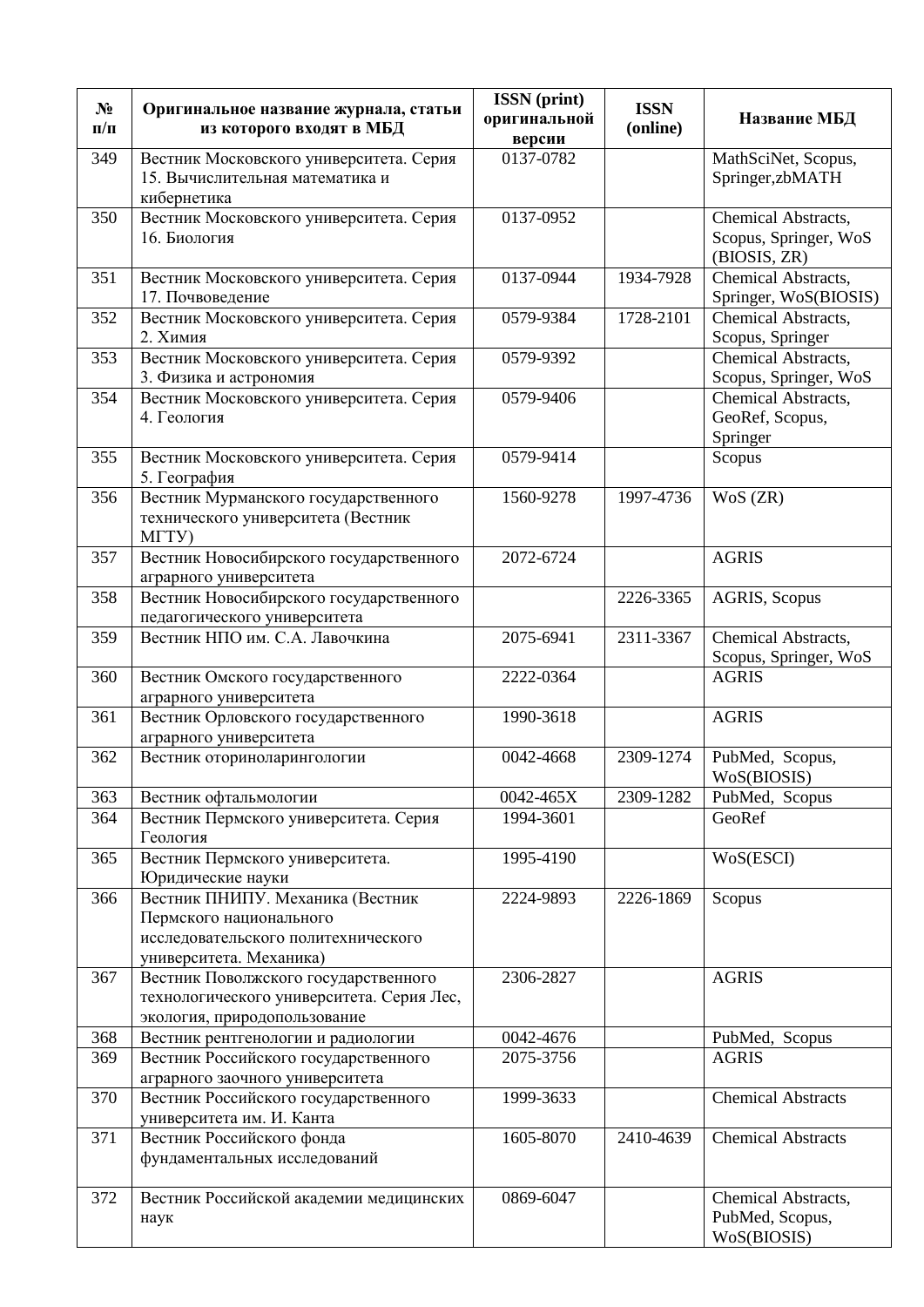| № п/п | Оригинальное название журнала, статьи из которого входят в МБД | ISSN (print) оригинальной версии | ISSN (online) | Название МБД |
|---|---|---|---|---|
| 349 | Вестник Московского университета. Серия 15. Вычислительная математика и кибернетика | 0137-0782 | | MathSciNet, Scopus, Springer,zbMATH |
| 350 | Вестник Московского университета. Серия 16. Биология | 0137-0952 | | Chemical Abstracts, Scopus, Springer, WoS (BIOSIS, ZR) |
| 351 | Вестник Московского университета. Серия 17. Почвоведение | 0137-0944 | 1934-7928 | Chemical Abstracts, Springer, WoS(BIOSIS) |
| 352 | Вестник Московского университета. Серия 2. Химия | 0579-9384 | 1728-2101 | Chemical Abstracts, Scopus, Springer |
| 353 | Вестник Московского университета. Серия 3. Физика и астрономия | 0579-9392 | | Chemical Abstracts, Scopus, Springer, WoS |
| 354 | Вестник Московского университета. Серия 4. Геология | 0579-9406 | | Chemical Abstracts, GeoRef, Scopus, Springer |
| 355 | Вестник Московского университета. Серия 5. География | 0579-9414 | | Scopus |
| 356 | Вестник Мурманского государственного технического университета (Вестник МГТУ) | 1560-9278 | 1997-4736 | WoS (ZR) |
| 357 | Вестник Новосибирского государственного аграрного университета | 2072-6724 | | AGRIS |
| 358 | Вестник Новосибирского государственного педагогического университета | | 2226-3365 | AGRIS, Scopus |
| 359 | Вестник НПО им. С.А. Лавочкина | 2075-6941 | 2311-3367 | Chemical Abstracts, Scopus, Springer, WoS |
| 360 | Вестник Омского государственного аграрного университета | 2222-0364 | | AGRIS |
| 361 | Вестник Орловского государственного аграрного университета | 1990-3618 | | AGRIS |
| 362 | Вестник оториноларингологии | 0042-4668 | 2309-1274 | PubMed, Scopus, WoS(BIOSIS) |
| 363 | Вестник офтальмологии | 0042-465X | 2309-1282 | PubMed, Scopus |
| 364 | Вестник Пермского университета. Серия Геология | 1994-3601 | | GeoRef |
| 365 | Вестник Пермского университета. Юридические науки | 1995-4190 | | WoS(ESCI) |
| 366 | Вестник ПНИПУ. Механика (Вестник Пермского национального исследовательского политехнического университета. Механика) | 2224-9893 | 2226-1869 | Scopus |
| 367 | Вестник Поволжского государственного технологического университета. Серия Лес, экология, природопользование | 2306-2827 | | AGRIS |
| 368 | Вестник рентгенологии и радиологии | 0042-4676 | | PubMed, Scopus |
| 369 | Вестник Российского государственного аграрного заочного университета | 2075-3756 | | AGRIS |
| 370 | Вестник Российского государственного университета им. И. Канта | 1999-3633 | | Chemical Abstracts |
| 371 | Вестник Российского фонда фундаментальных исследований | 1605-8070 | 2410-4639 | Chemical Abstracts |
| 372 | Вестник Российской академии медицинских наук | 0869-6047 | | Chemical Abstracts, PubMed, Scopus, WoS(BIOSIS) |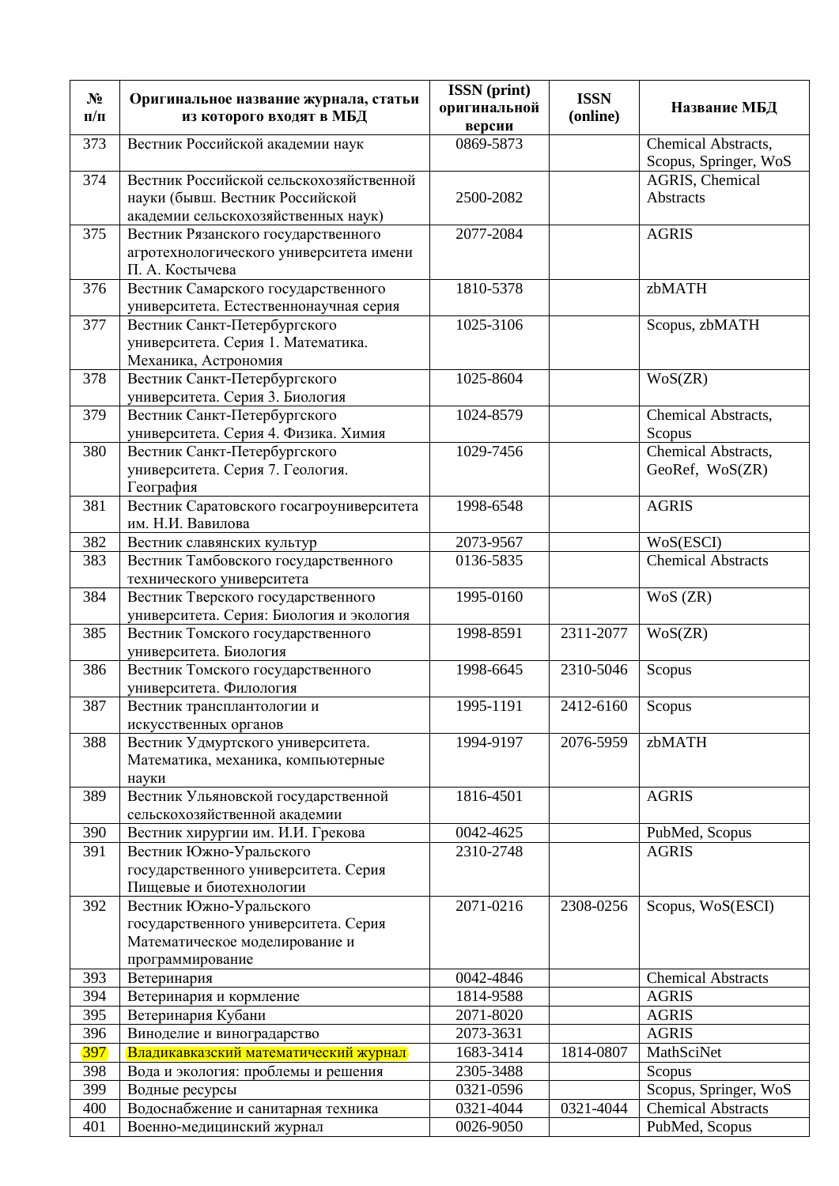| № п/п | Оригинальное название журнала, статьи из которого входят в МБД | ISSN (print) оригинальной версии | ISSN (online) | Название МБД |
|---|---|---|---|---|
| 373 | Вестник Российской академии наук | 0869-5873 | | Chemical Abstracts, Scopus, Springer, WoS |
| 374 | Вестник Российской сельскохозяйственной науки (бывш. Вестник Российской академии сельскохозяйственных наук) | 2500-2082 | | AGRIS, Chemical Abstracts |
| 375 | Вестник Рязанского государственного агротехнологического университета имени П. А. Костычева | 2077-2084 | | AGRIS |
| 376 | Вестник Самарского государственного университета. Естественнонаучная серия | 1810-5378 | | zbMATH |
| 377 | Вестник Санкт-Петербургского университета. Серия 1. Математика. Механика, Астрономия | 1025-3106 | | Scopus, zbMATH |
| 378 | Вестник Санкт-Петербургского университета. Серия 3. Биология | 1025-8604 | | WoS(ZR) |
| 379 | Вестник Санкт-Петербургского университета. Серия 4. Физика. Химия | 1024-8579 | | Chemical Abstracts, Scopus |
| 380 | Вестник Санкт-Петербургского университета. Серия 7. Геология. География | 1029-7456 | | Chemical Abstracts, GeoRef, WoS(ZR) |
| 381 | Вестник Саратовского госагроуниверситета им. Н.И. Вавилова | 1998-6548 | | AGRIS |
| 382 | Вестник славянских культур | 2073-9567 | | WoS(ESCI) |
| 383 | Вестник Тамбовского государственного технического университета | 0136-5835 | | Chemical Abstracts |
| 384 | Вестник Тверского государственного университета. Серия: Биология и экология | 1995-0160 | | WoS (ZR) |
| 385 | Вестник Томского государственного университета. Биология | 1998-8591 | 2311-2077 | WoS(ZR) |
| 386 | Вестник Томского государственного университета. Филология | 1998-6645 | 2310-5046 | Scopus |
| 387 | Вестник трансплантологии и искусственных органов | 1995-1191 | 2412-6160 | Scopus |
| 388 | Вестник Удмуртского университета. Математика, механика, компьютерные науки | 1994-9197 | 2076-5959 | zbMATH |
| 389 | Вестник Ульяновской государственной сельскохозяйственной академии | 1816-4501 | | AGRIS |
| 390 | Вестник хирургии им. И.И. Грекова | 0042-4625 | | PubMed, Scopus |
| 391 | Вестник Южно-Уральского государственного университета. Серия Пищевые и биотехнологии | 2310-2748 | | AGRIS |
| 392 | Вестник Южно-Уральского государственного университета. Серия Математическое моделирование и программирование | 2071-0216 | 2308-0256 | Scopus, WoS(ESCI) |
| 393 | Ветеринария | 0042-4846 | | Chemical Abstracts |
| 394 | Ветеринария и кормление | 1814-9588 | | AGRIS |
| 395 | Ветеринария Кубани | 2071-8020 | | AGRIS |
| 396 | Виноделие и виноградарство | 2073-3631 | | AGRIS |
| 397 | Владикавказский математический журнал | 1683-3414 | 1814-0807 | MathSciNet |
| 398 | Вода и экология: проблемы и решения | 2305-3488 | | Scopus |
| 399 | Водные ресурсы | 0321-0596 | | Scopus, Springer, WoS |
| 400 | Водоснабжение и санитарная техника | 0321-4044 | 0321-4044 | Chemical Abstracts |
| 401 | Военно-медицинский журнал | 0026-9050 | | PubMed, Scopus |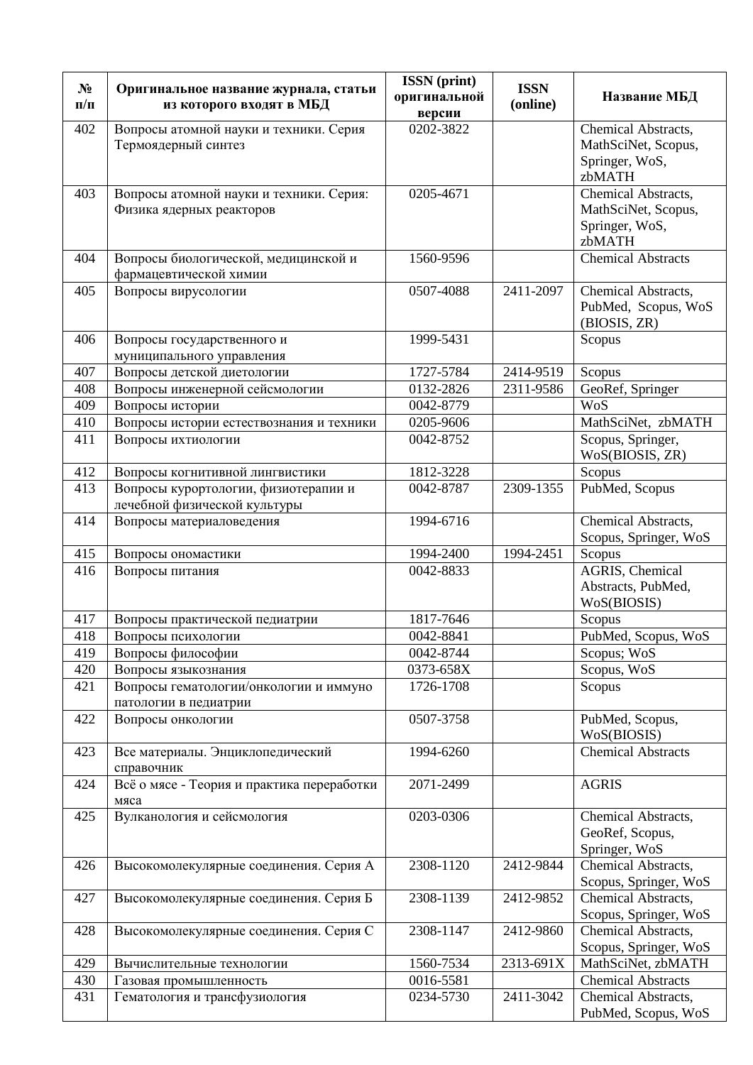| № п/п | Оригинальное название журнала, статьи из которого входят в МБД | ISSN (print) оригинальной версии | ISSN (online) | Название МБД |
|---|---|---|---|---|
| 402 | Вопросы атомной науки и техники. Серия Термоядерный синтез | 0202-3822 | | Chemical Abstracts, MathSciNet, Scopus, Springer, WoS, zbMATH |
| 403 | Вопросы атомной науки и техники. Серия: Физика ядерных реакторов | 0205-4671 | | Chemical Abstracts, MathSciNet, Scopus, Springer, WoS, zbMATH |
| 404 | Вопросы биологической, медицинской и фармацевтической химии | 1560-9596 | | Chemical Abstracts |
| 405 | Вопросы вирусологии | 0507-4088 | 2411-2097 | Chemical Abstracts, PubMed, Scopus, WoS (BIOSIS, ZR) |
| 406 | Вопросы государственного и муниципального управления | 1999-5431 | | Scopus |
| 407 | Вопросы детской диетологии | 1727-5784 | 2414-9519 | Scopus |
| 408 | Вопросы инженерной сейсмологии | 0132-2826 | 2311-9586 | GeoRef, Springer |
| 409 | Вопросы истории | 0042-8779 | | WoS |
| 410 | Вопросы истории естествознания и техники | 0205-9606 | | MathSciNet, zbMATH |
| 411 | Вопросы ихтиологии | 0042-8752 | | Scopus, Springer, WoS(BIOSIS, ZR) |
| 412 | Вопросы когнитивной лингвистики | 1812-3228 | | Scopus |
| 413 | Вопросы курортологии, физиотерапии и лечебной физической культуры | 0042-8787 | 2309-1355 | PubMed, Scopus |
| 414 | Вопросы материаловедения | 1994-6716 | | Chemical Abstracts, Scopus, Springer, WoS |
| 415 | Вопросы ономастики | 1994-2400 | 1994-2451 | Scopus |
| 416 | Вопросы питания | 0042-8833 | | AGRIS, Chemical Abstracts, PubMed, WoS(BIOSIS) |
| 417 | Вопросы практической педиатрии | 1817-7646 | | Scopus |
| 418 | Вопросы психологии | 0042-8841 | | PubMed, Scopus, WoS |
| 419 | Вопросы философии | 0042-8744 | | Scopus; WoS |
| 420 | Вопросы языкознания | 0373-658X | | Scopus, WoS |
| 421 | Вопросы гематологии/онкологии и иммуно патологии в педиатрии | 1726-1708 | | Scopus |
| 422 | Вопросы онкологии | 0507-3758 | | PubMed, Scopus, WoS(BIOSIS) |
| 423 | Все материалы. Энциклопедический справочник | 1994-6260 | | Chemical Abstracts |
| 424 | Всё о мясе - Теория и практика переработки мяса | 2071-2499 | | AGRIS |
| 425 | Вулканология и сейсмология | 0203-0306 | | Chemical Abstracts, GeoRef, Scopus, Springer, WoS |
| 426 | Высокомолекулярные соединения. Серия А | 2308-1120 | 2412-9844 | Chemical Abstracts, Scopus, Springer, WoS |
| 427 | Высокомолекулярные соединения. Серия Б | 2308-1139 | 2412-9852 | Chemical Abstracts, Scopus, Springer, WoS |
| 428 | Высокомолекулярные соединения. Серия С | 2308-1147 | 2412-9860 | Chemical Abstracts, Scopus, Springer, WoS |
| 429 | Вычислительные технологии | 1560-7534 | 2313-691X | MathSciNet, zbMATH |
| 430 | Газовая промышленность | 0016-5581 | | Chemical Abstracts |
| 431 | Гематология и трансфузиология | 0234-5730 | 2411-3042 | Chemical Abstracts, PubMed, Scopus, WoS |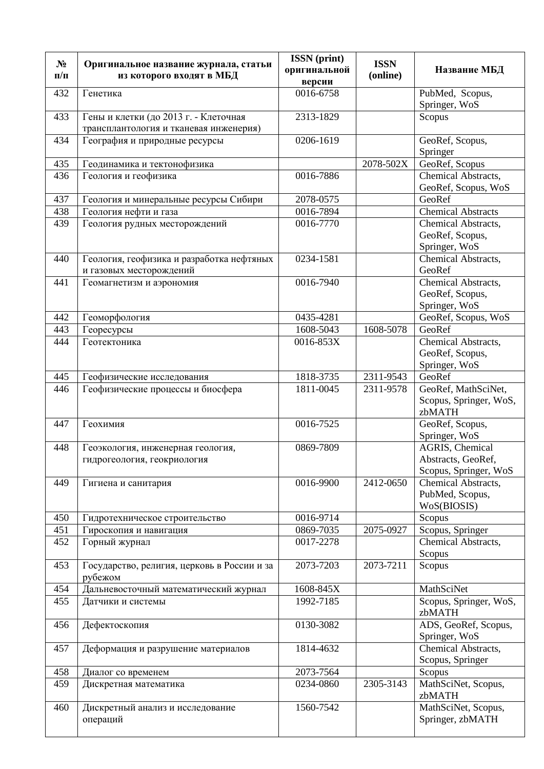| № п/п | Оригинальное название журнала, статьи из которого входят в МБД | ISSN (print) оригинальной версии | ISSN (online) | Название МБД |
|---|---|---|---|---|
| 432 | Генетика | 0016-6758 | | PubMed, Scopus, Springer, WoS |
| 433 | Гены и клетки (до 2013 г. - Клеточная трансплантология и тканевая инженерия) | 2313-1829 | | Scopus |
| 434 | География и природные ресурсы | 0206-1619 | | GeoRef, Scopus, Springer |
| 435 | Геодинамика и тектонофизика | | 2078-502X | GeoRef, Scopus |
| 436 | Геология и геофизика | 0016-7886 | | Chemical Abstracts, GeoRef, Scopus, WoS |
| 437 | Геология и минеральные ресурсы Сибири | 2078-0575 | | GeoRef |
| 438 | Геология нефти и газа | 0016-7894 | | Chemical Abstracts |
| 439 | Геология рудных месторождений | 0016-7770 | | Chemical Abstracts, GeoRef, Scopus, Springer, WoS |
| 440 | Геология, геофизика и разработка нефтяных и газовых месторождений | 0234-1581 | | Chemical Abstracts, GeoRef |
| 441 | Геомагнетизм и аэрономия | 0016-7940 | | Chemical Abstracts, GeoRef, Scopus, Springer, WoS |
| 442 | Геоморфология | 0435-4281 | | GeoRef, Scopus, WoS |
| 443 | Георесурсы | 1608-5043 | 1608-5078 | GeoRef |
| 444 | Геотектоника | 0016-853X | | Chemical Abstracts, GeoRef, Scopus, Springer, WoS |
| 445 | Геофизические исследования | 1818-3735 | 2311-9543 | GeoRef |
| 446 | Геофизические процессы и биосфера | 1811-0045 | 2311-9578 | GeoRef, MathSciNet, Scopus, Springer, WoS, zbMATH |
| 447 | Геохимия | 0016-7525 | | GeoRef, Scopus, Springer, WoS |
| 448 | Геоэкология, инженерная геология, гидрогеология, геокриология | 0869-7809 | | AGRIS, Chemical Abstracts, GeoRef, Scopus, Springer, WoS |
| 449 | Гигиена и санитария | 0016-9900 | 2412-0650 | Chemical Abstracts, PubMed, Scopus, WoS(BIOSIS) |
| 450 | Гидротехническое строительство | 0016-9714 | | Scopus |
| 451 | Гироскопия и навигация | 0869-7035 | 2075-0927 | Scopus, Springer |
| 452 | Горный журнал | 0017-2278 | | Chemical Abstracts, Scopus |
| 453 | Государство, религия, церковь в России и за рубежом | 2073-7203 | 2073-7211 | Scopus |
| 454 | Дальневосточный математический журнал | 1608-845X | | MathSciNet |
| 455 | Датчики и системы | 1992-7185 | | Scopus, Springer, WoS, zbMATH |
| 456 | Дефектоскопия | 0130-3082 | | ADS, GeoRef, Scopus, Springer, WoS |
| 457 | Деформация и разрушение материалов | 1814-4632 | | Chemical Abstracts, Scopus, Springer |
| 458 | Диалог со временем | 2073-7564 | | Scopus |
| 459 | Дискретная математика | 0234-0860 | 2305-3143 | MathSciNet, Scopus, zbMATH |
| 460 | Дискретный анализ и исследование операций | 1560-7542 | | MathSciNet, Scopus, Springer, zbMATH |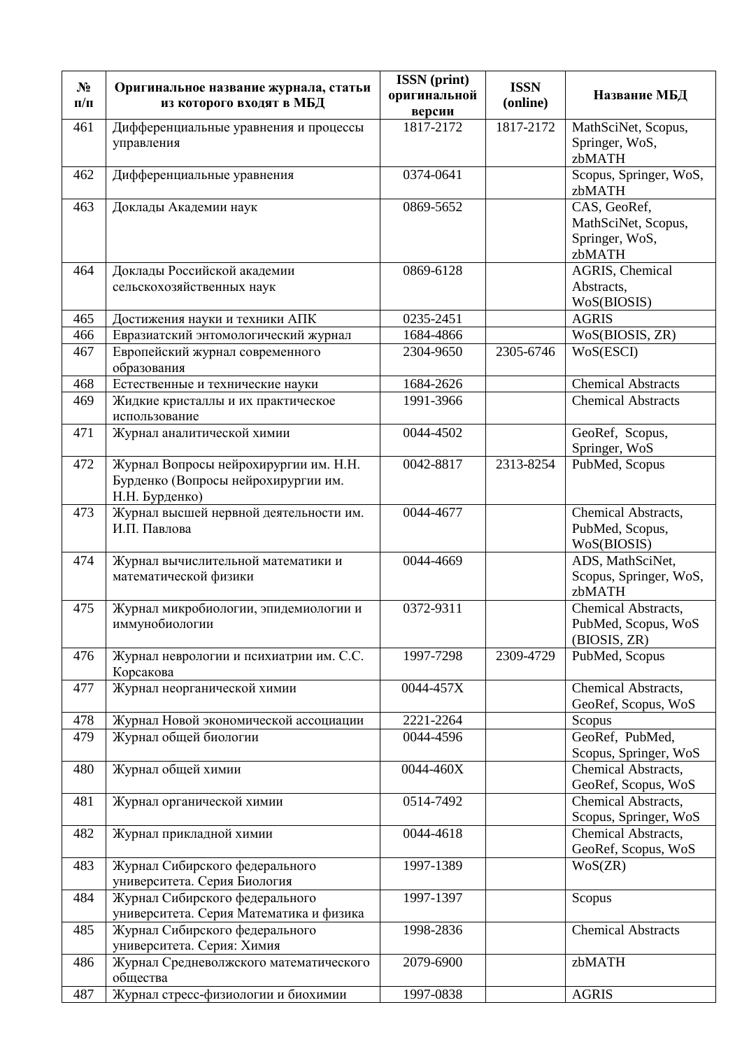| № п/п | Оригинальное название журнала, статьи из которого входят в МБД | ISSN (print) оригинальной версии | ISSN (online) | Название МБД |
|---|---|---|---|---|
| 461 | Дифференциальные уравнения и процессы управления | 1817-2172 | 1817-2172 | MathSciNet, Scopus, Springer, WoS, zbMATH |
| 462 | Дифференциальные уравнения | 0374-0641 | | Scopus, Springer, WoS, zbMATH |
| 463 | Доклады Академии наук | 0869-5652 | | CAS, GeoRef, MathSciNet, Scopus, Springer, WoS, zbMATH |
| 464 | Доклады Российской академии сельскохозяйственных наук | 0869-6128 | | AGRIS, Chemical Abstracts, WoS(BIOSIS) |
| 465 | Достижения науки и техники АПК | 0235-2451 | | AGRIS |
| 466 | Евразиатский энтомологический журнал | 1684-4866 | | WoS(BIOSIS, ZR) |
| 467 | Европейский журнал современного образования | 2304-9650 | 2305-6746 | WoS(ESCI) |
| 468 | Естественные и технические науки | 1684-2626 | | Chemical Abstracts |
| 469 | Жидкие кристаллы и их практическое использование | 1991-3966 | | Chemical Abstracts |
| 471 | Журнал аналитической химии | 0044-4502 | | GeoRef, Scopus, Springer, WoS |
| 472 | Журнал Вопросы нейрохирургии им. Н.Н. Бурденко (Вопросы нейрохирургии им. Н.Н. Бурденко) | 0042-8817 | 2313-8254 | PubMed, Scopus |
| 473 | Журнал высшей нервной деятельности им. И.П. Павлова | 0044-4677 | | Chemical Abstracts, PubMed, Scopus, WoS(BIOSIS) |
| 474 | Журнал вычислительной математики и математической физики | 0044-4669 | | ADS, MathSciNet, Scopus, Springer, WoS, zbMATH |
| 475 | Журнал микробиологии, эпидемиологии и иммунобиологии | 0372-9311 | | Chemical Abstracts, PubMed, Scopus, WoS (BIOSIS, ZR) |
| 476 | Журнал неврологии и психиатрии им. С.С. Корсакова | 1997-7298 | 2309-4729 | PubMed, Scopus |
| 477 | Журнал неорганической химии | 0044-457X | | Chemical Abstracts, GeoRef, Scopus, WoS |
| 478 | Журнал Новой экономической ассоциации | 2221-2264 | | Scopus |
| 479 | Журнал общей биологии | 0044-4596 | | GeoRef, PubMed, Scopus, Springer, WoS |
| 480 | Журнал общей химии | 0044-460X | | Chemical Abstracts, GeoRef, Scopus, WoS |
| 481 | Журнал органической химии | 0514-7492 | | Chemical Abstracts, Scopus, Springer, WoS |
| 482 | Журнал прикладной химии | 0044-4618 | | Chemical Abstracts, GeoRef, Scopus, WoS |
| 483 | Журнал Сибирского федерального университета. Серия Биология | 1997-1389 | | WoS(ZR) |
| 484 | Журнал Сибирского федерального университета. Серия Математика и физика | 1997-1397 | | Scopus |
| 485 | Журнал Сибирского федерального университета. Серия: Химия | 1998-2836 | | Chemical Abstracts |
| 486 | Журнал Средневолжского математического общества | 2079-6900 | | zbMATH |
| 487 | Журнал стресс-физиологии и биохимии | 1997-0838 | | AGRIS |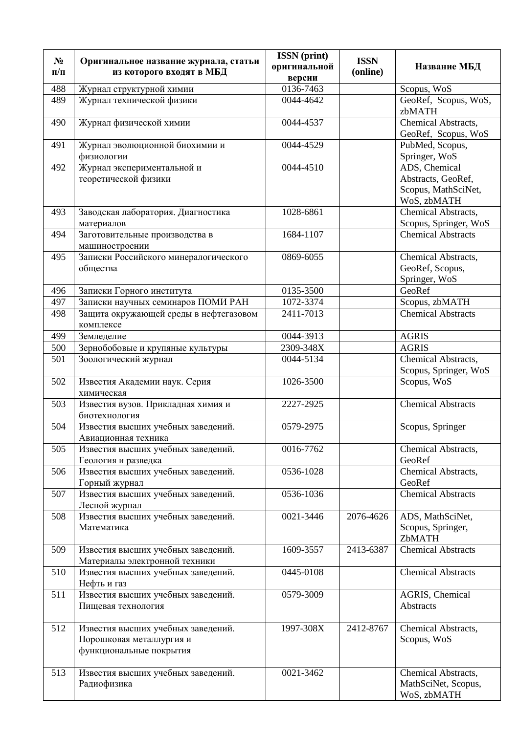| № п/п | Оригинальное название журнала, статьи из которого входят в МБД | ISSN (print) оригинальной версии | ISSN (online) | Название МБД |
|---|---|---|---|---|
| 488 | Журнал структурной химии | 0136-7463 | | Scopus, WoS |
| 489 | Журнал технической физики | 0044-4642 | | GeoRef, Scopus, WoS, zbMATH |
| 490 | Журнал физической химии | 0044-4537 | | Chemical Abstracts, GeoRef, Scopus, WoS |
| 491 | Журнал эволюционной биохимии и физиологии | 0044-4529 | | PubMed, Scopus, Springer, WoS |
| 492 | Журнал экспериментальной и теоретической физики | 0044-4510 | | ADS, Chemical Abstracts, GeoRef, Scopus, MathSciNet, WoS, zbMATH |
| 493 | Заводская лаборатория. Диагностика материалов | 1028-6861 | | Chemical Abstracts, Scopus, Springer, WoS |
| 494 | Заготовительные производства в машиностроении | 1684-1107 | | Chemical Abstracts |
| 495 | Записки Российского минералогического общества | 0869-6055 | | Chemical Abstracts, GeoRef, Scopus, Springer, WoS |
| 496 | Записки Горного института | 0135-3500 | | GeoRef |
| 497 | Записки научных семинаров ПОМИ РАН | 1072-3374 | | Scopus, zbMATH |
| 498 | Защита окружающей среды в нефтегазовом комплексе | 2411-7013 | | Chemical Abstracts |
| 499 | Земледелие | 0044-3913 | | AGRIS |
| 500 | Зернобобовые и крупяные культуры | 2309-348X | | AGRIS |
| 501 | Зоологический журнал | 0044-5134 | | Chemical Abstracts, Scopus, Springer, WoS |
| 502 | Известия Академии наук. Серия химическая | 1026-3500 | | Scopus, WoS |
| 503 | Известия вузов. Прикладная химия и биотехнология | 2227-2925 | | Chemical Abstracts |
| 504 | Известия высших учебных заведений. Авиационная техника | 0579-2975 | | Scopus, Springer |
| 505 | Известия высших учебных заведений. Геология и разведка | 0016-7762 | | Chemical Abstracts, GeoRef |
| 506 | Известия высших учебных заведений. Горный журнал | 0536-1028 | | Chemical Abstracts, GeoRef |
| 507 | Известия высших учебных заведений. Лесной журнал | 0536-1036 | | Chemical Abstracts |
| 508 | Известия высших учебных заведений. Математика | 0021-3446 | 2076-4626 | ADS, MathSciNet, Scopus, Springer, ZbMATH |
| 509 | Известия высших учебных заведений. Материалы электронной техники | 1609-3557 | 2413-6387 | Chemical Abstracts |
| 510 | Известия высших учебных заведений. Нефть и газ | 0445-0108 | | Chemical Abstracts |
| 511 | Известия высших учебных заведений. Пищевая технология | 0579-3009 | | AGRIS, Chemical Abstracts |
| 512 | Известия высших учебных заведений. Порошковая металлургия и функциональные покрытия | 1997-308X | 2412-8767 | Chemical Abstracts, Scopus, WoS |
| 513 | Известия высших учебных заведений. Радиофизика | 0021-3462 | | Chemical Abstracts, MathSciNet, Scopus, WoS, zbMATH |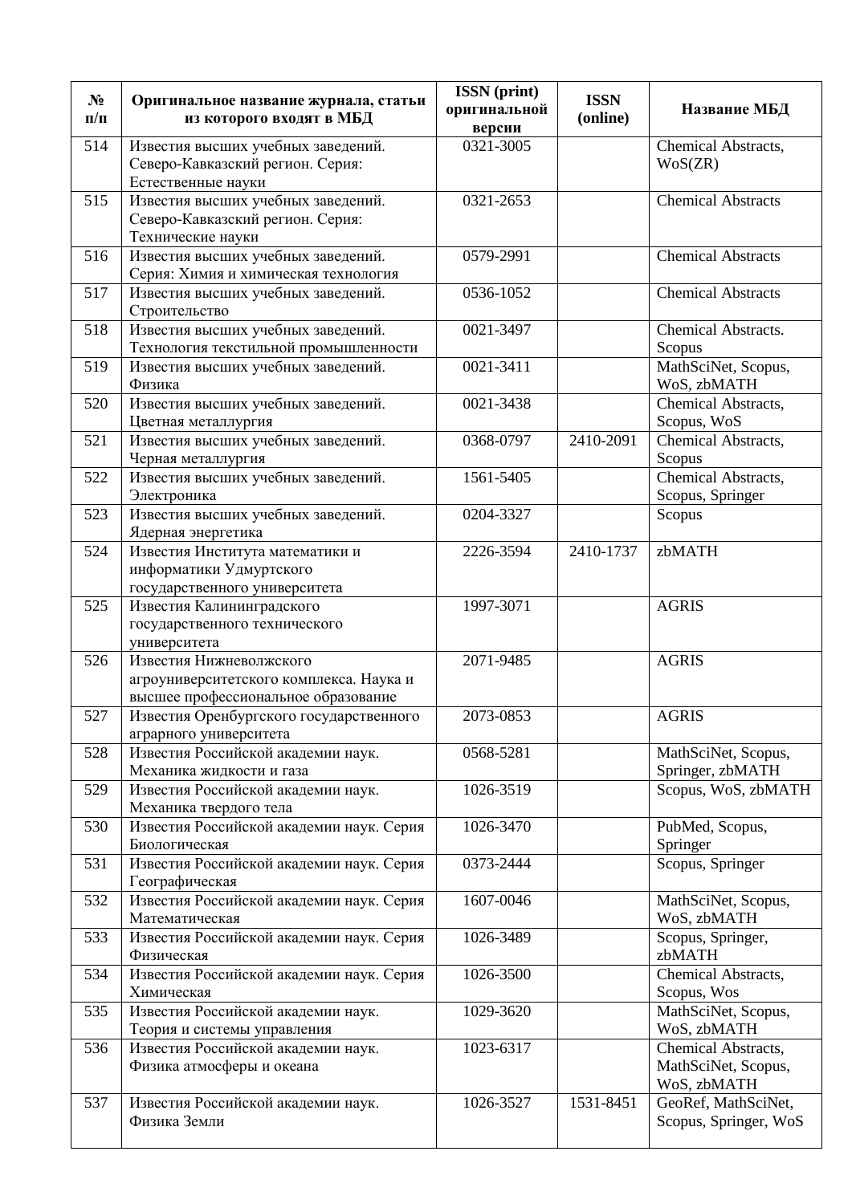| № п/п | Оригинальное название журнала, статьи из которого входят в МБД | ISSN (print) оригинальной версии | ISSN (online) | Название МБД |
|---|---|---|---|---|
| 514 | Известия высших учебных заведений. Северо-Кавказский регион. Серия: Естественные науки | 0321-3005 | | Chemical Abstracts, WoS(ZR) |
| 515 | Известия высших учебных заведений. Северо-Кавказский регион. Серия: Технические науки | 0321-2653 | | Chemical Abstracts |
| 516 | Известия высших учебных заведений. Серия: Химия и химическая технология | 0579-2991 | | Chemical Abstracts |
| 517 | Известия высших учебных заведений. Строительство | 0536-1052 | | Chemical Abstracts |
| 518 | Известия высших учебных заведений. Технология текстильной промышленности | 0021-3497 | | Chemical Abstracts. Scopus |
| 519 | Известия высших учебных заведений. Физика | 0021-3411 | | MathSciNet, Scopus, WoS, zbMATH |
| 520 | Известия высших учебных заведений. Цветная металлургия | 0021-3438 | | Chemical Abstracts, Scopus, WoS |
| 521 | Известия высших учебных заведений. Черная металлургия | 0368-0797 | 2410-2091 | Chemical Abstracts, Scopus |
| 522 | Известия высших учебных заведений. Электроника | 1561-5405 | | Chemical Abstracts, Scopus, Springer |
| 523 | Известия высших учебных заведений. Ядерная энергетика | 0204-3327 | | Scopus |
| 524 | Известия Института математики и информатики Удмуртского государственного университета | 2226-3594 | 2410-1737 | zbMATH |
| 525 | Известия Калининградского государственного технического университета | 1997-3071 | | AGRIS |
| 526 | Известия Нижневолжского агроуниверситетского комплекса. Наука и высшее профессиональное образование | 2071-9485 | | AGRIS |
| 527 | Известия Оренбургского государственного аграрного университета | 2073-0853 | | AGRIS |
| 528 | Известия Российской академии наук. Механика жидкости и газа | 0568-5281 | | MathSciNet, Scopus, Springer, zbMATH |
| 529 | Известия Российской академии наук. Механика твердого тела | 1026-3519 | | Scopus, WoS, zbMATH |
| 530 | Известия Российской академии наук. Серия Биологическая | 1026-3470 | | PubMed, Scopus, Springer |
| 531 | Известия Российской академии наук. Серия Географическая | 0373-2444 | | Scopus, Springer |
| 532 | Известия Российской академии наук. Серия Математическая | 1607-0046 | | MathSciNet, Scopus, WoS, zbMATH |
| 533 | Известия Российской академии наук. Серия Физическая | 1026-3489 | | Scopus, Springer, zbMATH |
| 534 | Известия Российской академии наук. Серия Химическая | 1026-3500 | | Chemical Abstracts, Scopus, Wos |
| 535 | Известия Российской академии наук. Теория и системы управления | 1029-3620 | | MathSciNet, Scopus, WoS, zbMATH |
| 536 | Известия Российской академии наук. Физика атмосферы и океана | 1023-6317 | | Chemical Abstracts, MathSciNet, Scopus, WoS, zbMATH |
| 537 | Известия Российской академии наук. Физика Земли | 1026-3527 | 1531-8451 | GeoRef, MathSciNet, Scopus, Springer, WoS |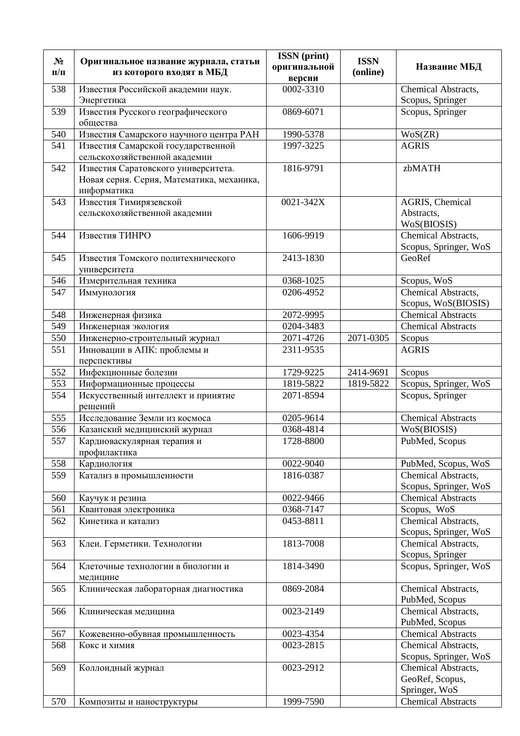| № п/п | Оригинальное название журнала, статьи из которого входят в МБД | ISSN (print) оригинальной версии | ISSN (online) | Название МБД |
|---|---|---|---|---|
| 538 | Известия Российской академии наук. Энергетика | 0002-3310 | | Chemical Abstracts, Scopus, Springer |
| 539 | Известия Русского географического общества | 0869-6071 | | Scopus, Springer |
| 540 | Известия Самарского научного центра РАН | 1990-5378 | | WoS(ZR) |
| 541 | Известия Самарской государственной сельскохозяйственной академии | 1997-3225 | | AGRIS |
| 542 | Известия Саратовского университета. Новая серия. Серия, Математика, механика, информатика | 1816-9791 | | zbMATH |
| 543 | Известия Тимирязевской сельскохозяйственной академии | 0021-342X | | AGRIS, Chemical Abstracts, WoS(BIOSIS) |
| 544 | Известия ТИНРО | 1606-9919 | | Chemical Abstracts, Scopus, Springer, WoS |
| 545 | Известия Томского политехнического университета | 2413-1830 | | GeoRef |
| 546 | Измерительная техника | 0368-1025 | | Scopus, WoS |
| 547 | Иммунология | 0206-4952 | | Chemical Abstracts, Scopus, WoS(BIOSIS) |
| 548 | Инженерная физика | 2072-9995 | | Chemical Abstracts |
| 549 | Инженерная экология | 0204-3483 | | Chemical Abstracts |
| 550 | Инженерно-строительный журнал | 2071-4726 | 2071-0305 | Scopus |
| 551 | Инновации в АПК: проблемы и перспективы | 2311-9535 | | AGRIS |
| 552 | Инфекционные болезни | 1729-9225 | 2414-9691 | Scopus |
| 553 | Информационные процессы | 1819-5822 | 1819-5822 | Scopus, Springer, WoS |
| 554 | Искусственный интеллект и принятие решений | 2071-8594 | | Scopus, Springer |
| 555 | Исследование Земли из космоса | 0205-9614 | | Chemical Abstracts |
| 556 | Казанский медицинский журнал | 0368-4814 | | WoS(BIOSIS) |
| 557 | Кардиоваскулярная терапия и профилактика | 1728-8800 | | PubMed, Scopus |
| 558 | Кардиология | 0022-9040 | | PubMed, Scopus, WoS |
| 559 | Катализ в промышленности | 1816-0387 | | Chemical Abstracts, Scopus, Springer, WoS |
| 560 | Каучук и резина | 0022-9466 | | Chemical Abstracts |
| 561 | Квантовая электроника | 0368-7147 | | Scopus, WoS |
| 562 | Кинетика и катализ | 0453-8811 | | Chemical Abstracts, Scopus, Springer, WoS |
| 563 | Клеи. Герметики. Технологии | 1813-7008 | | Chemical Abstracts, Scopus, Springer |
| 564 | Клеточные технологии в биологии и медицине | 1814-3490 | | Scopus, Springer, WoS |
| 565 | Клиническая лабораторная диагностика | 0869-2084 | | Chemical Abstracts, PubMed, Scopus |
| 566 | Клиническая медицина | 0023-2149 | | Chemical Abstracts, PubMed, Scopus |
| 567 | Кожевенно-обувная промышленность | 0023-4354 | | Chemical Abstracts |
| 568 | Кокс и химия | 0023-2815 | | Chemical Abstracts, Scopus, Springer, WoS |
| 569 | Коллоидный журнал | 0023-2912 | | Chemical Abstracts, GeoRef, Scopus, Springer, WoS |
| 570 | Композиты и наноструктуры | 1999-7590 | | Chemical Abstracts |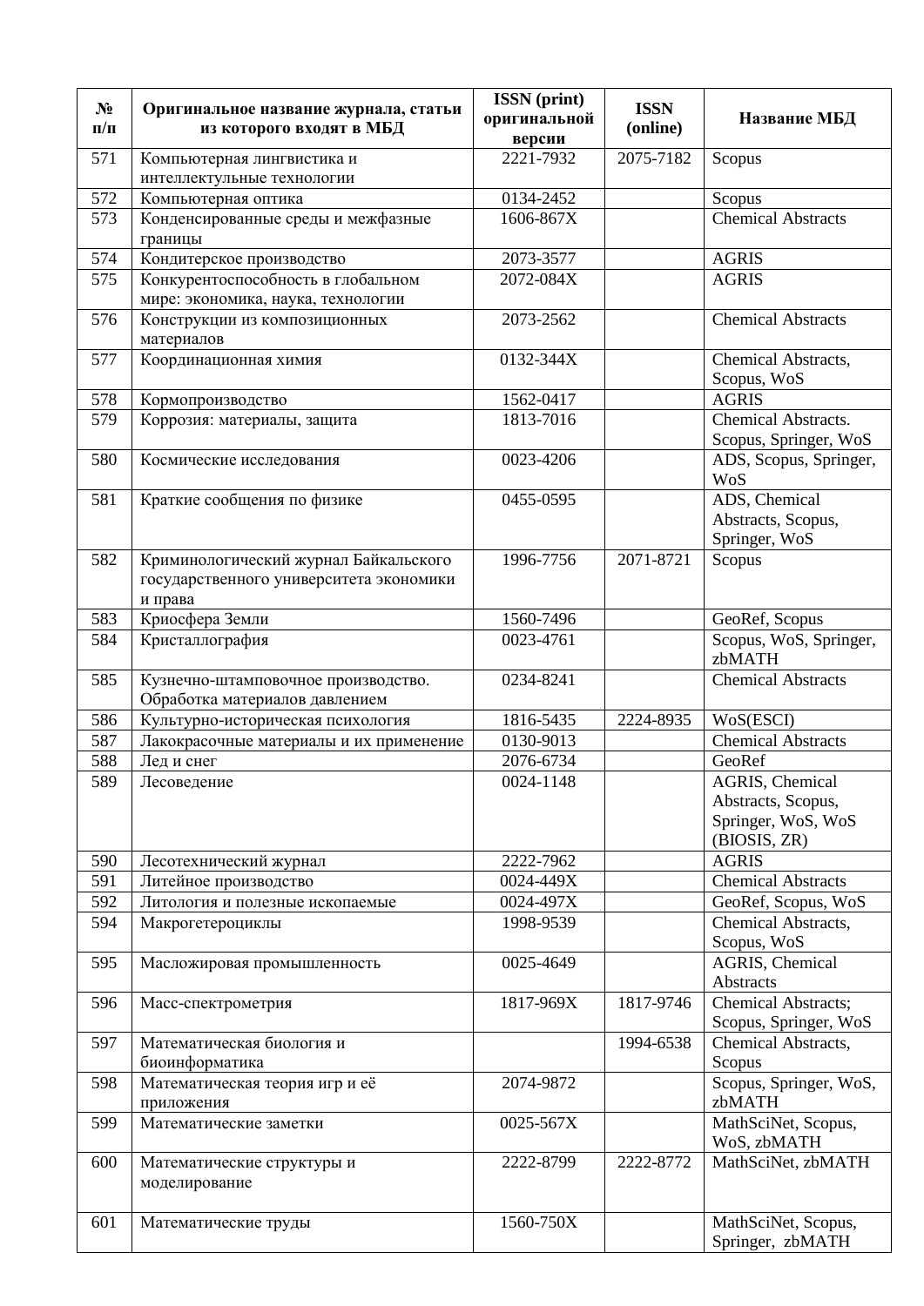| № п/п | Оригинальное название журнала, статьи из которого входят в МБД | ISSN (print) оригинальной версии | ISSN (online) | Название МБД |
|---|---|---|---|---|
| 571 | Компьютерная лингвистика и интеллектуальные технологии | 2221-7932 | 2075-7182 | Scopus |
| 572 | Компьютерная оптика | 0134-2452 | | Scopus |
| 573 | Конденсированные среды и межфазные границы | 1606-867X | | Chemical Abstracts |
| 574 | Кондитерское производство | 2073-3577 | | AGRIS |
| 575 | Конкурентоспособность в глобальном мире: экономика, наука, технологии | 2072-084X | | AGRIS |
| 576 | Конструкции из композиционных материалов | 2073-2562 | | Chemical Abstracts |
| 577 | Координационная химия | 0132-344X | | Chemical Abstracts, Scopus, WoS |
| 578 | Кормопроизводство | 1562-0417 | | AGRIS |
| 579 | Коррозия: материалы, защита | 1813-7016 | | Chemical Abstracts. Scopus, Springer, WoS |
| 580 | Космические исследования | 0023-4206 | | ADS, Scopus, Springer, WoS |
| 581 | Краткие сообщения по физике | 0455-0595 | | ADS, Chemical Abstracts, Scopus, Springer, WoS |
| 582 | Криминологический журнал Байкальского государственного университета экономики и права | 1996-7756 | 2071-8721 | Scopus |
| 583 | Криосфера Земли | 1560-7496 | | GeoRef, Scopus |
| 584 | Кристаллография | 0023-4761 | | Scopus, WoS, Springer, zbMATH |
| 585 | Кузнечно-штамповочное производство. Обработка материалов давлением | 0234-8241 | | Chemical Abstracts |
| 586 | Культурно-историческая психология | 1816-5435 | 2224-8935 | WoS(ESCI) |
| 587 | Лакокрасочные материалы и их применение | 0130-9013 | | Chemical Abstracts |
| 588 | Лед и снег | 2076-6734 | | GeoRef |
| 589 | Лесоведение | 0024-1148 | | AGRIS, Chemical Abstracts, Scopus, Springer, WoS, WoS (BIOSIS, ZR) |
| 590 | Лесотехнический журнал | 2222-7962 | | AGRIS |
| 591 | Литейное производство | 0024-449X | | Chemical Abstracts |
| 592 | Литология и полезные ископаемые | 0024-497X | | GeoRef, Scopus, WoS |
| 594 | Макрогетероциклы | 1998-9539 | | Chemical Abstracts, Scopus, WoS |
| 595 | Масложировая промышленность | 0025-4649 | | AGRIS, Chemical Abstracts |
| 596 | Масс-спектрометрия | 1817-969X | 1817-9746 | Chemical Abstracts; Scopus, Springer, WoS |
| 597 | Математическая биология и биоинформатика | | 1994-6538 | Chemical Abstracts, Scopus |
| 598 | Математическая теория игр и её приложения | 2074-9872 | | Scopus, Springer, WoS, zbMATH |
| 599 | Математические заметки | 0025-567X | | MathSciNet, Scopus, WoS, zbMATH |
| 600 | Математические структуры и моделирование | 2222-8799 | 2222-8772 | MathSciNet, zbMATH |
| 601 | Математические труды | 1560-750X | | MathSciNet, Scopus, Springer, zbMATH |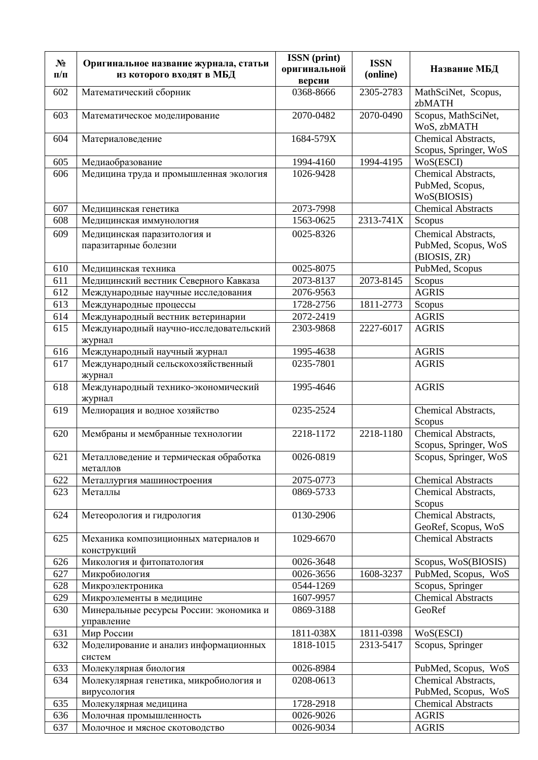| № п/п | Оригинальное название журнала, статьи из которого входят в МБД | ISSN (print) оригинальной версии | ISSN (online) | Название МБД |
|---|---|---|---|---|
| 602 | Математический сборник | 0368-8666 | 2305-2783 | MathSciNet, Scopus, zbMATH |
| 603 | Математическое моделирование | 2070-0482 | 2070-0490 | Scopus, MathSciNet, WoS, zbMATH |
| 604 | Материаловедение | 1684-579X | | Chemical Abstracts, Scopus, Springer, WoS |
| 605 | Медиаобразование | 1994-4160 | 1994-4195 | WoS(ESCI) |
| 606 | Медицина труда и промышленная экология | 1026-9428 | | Chemical Abstracts, PubMed, Scopus, WoS(BIOSIS) |
| 607 | Медицинская генетика | 2073-7998 | | Chemical Abstracts |
| 608 | Медицинская иммунология | 1563-0625 | 2313-741X | Scopus |
| 609 | Медицинская паразитология и паразитарные болезни | 0025-8326 | | Chemical Abstracts, PubMed, Scopus, WoS (BIOSIS, ZR) |
| 610 | Медицинская техника | 0025-8075 | | PubMed, Scopus |
| 611 | Медицинский вестник Северного Кавказа | 2073-8137 | 2073-8145 | Scopus |
| 612 | Международные научные исследования | 2076-9563 | | AGRIS |
| 613 | Международные процессы | 1728-2756 | 1811-2773 | Scopus |
| 614 | Международный вестник ветеринарии | 2072-2419 | | AGRIS |
| 615 | Международный научно-исследовательский журнал | 2303-9868 | 2227-6017 | AGRIS |
| 616 | Международный научный журнал | 1995-4638 | | AGRIS |
| 617 | Международный сельскохозяйственный журнал | 0235-7801 | | AGRIS |
| 618 | Международный технико-экономический журнал | 1995-4646 | | AGRIS |
| 619 | Мелиорация и водное хозяйство | 0235-2524 | | Chemical Abstracts, Scopus |
| 620 | Мембраны и мембранные технологии | 2218-1172 | 2218-1180 | Chemical Abstracts, Scopus, Springer, WoS |
| 621 | Металловедение и термическая обработка металлов | 0026-0819 | | Scopus, Springer, WoS |
| 622 | Металлургия машиностроения | 2075-0773 | | Chemical Abstracts |
| 623 | Металлы | 0869-5733 | | Chemical Abstracts, Scopus |
| 624 | Метеорология и гидрология | 0130-2906 | | Chemical Abstracts, GeoRef, Scopus, WoS |
| 625 | Механика композиционных материалов и конструкций | 1029-6670 | | Chemical Abstracts |
| 626 | Микология и фитопатология | 0026-3648 | | Scopus, WoS(BIOSIS) |
| 627 | Микробиология | 0026-3656 | 1608-3237 | PubMed, Scopus, WoS |
| 628 | Микроэлектроника | 0544-1269 | | Scopus, Springer |
| 629 | Микроэлементы в медицине | 1607-9957 | | Chemical Abstracts |
| 630 | Минеральные ресурсы России: экономика и управление | 0869-3188 | | GeoRef |
| 631 | Мир России | 1811-038X | 1811-0398 | WoS(ESCI) |
| 632 | Моделирование и анализ информационных систем | 1818-1015 | 2313-5417 | Scopus, Springer |
| 633 | Молекулярная биология | 0026-8984 | | PubMed, Scopus, WoS |
| 634 | Молекулярная генетика, микробиология и вирусология | 0208-0613 | | Chemical Abstracts, PubMed, Scopus, WoS |
| 635 | Молекулярная медицина | 1728-2918 | | Chemical Abstracts |
| 636 | Молочная промышленность | 0026-9026 | | AGRIS |
| 637 | Молочное и мясное скотоводство | 0026-9034 | | AGRIS |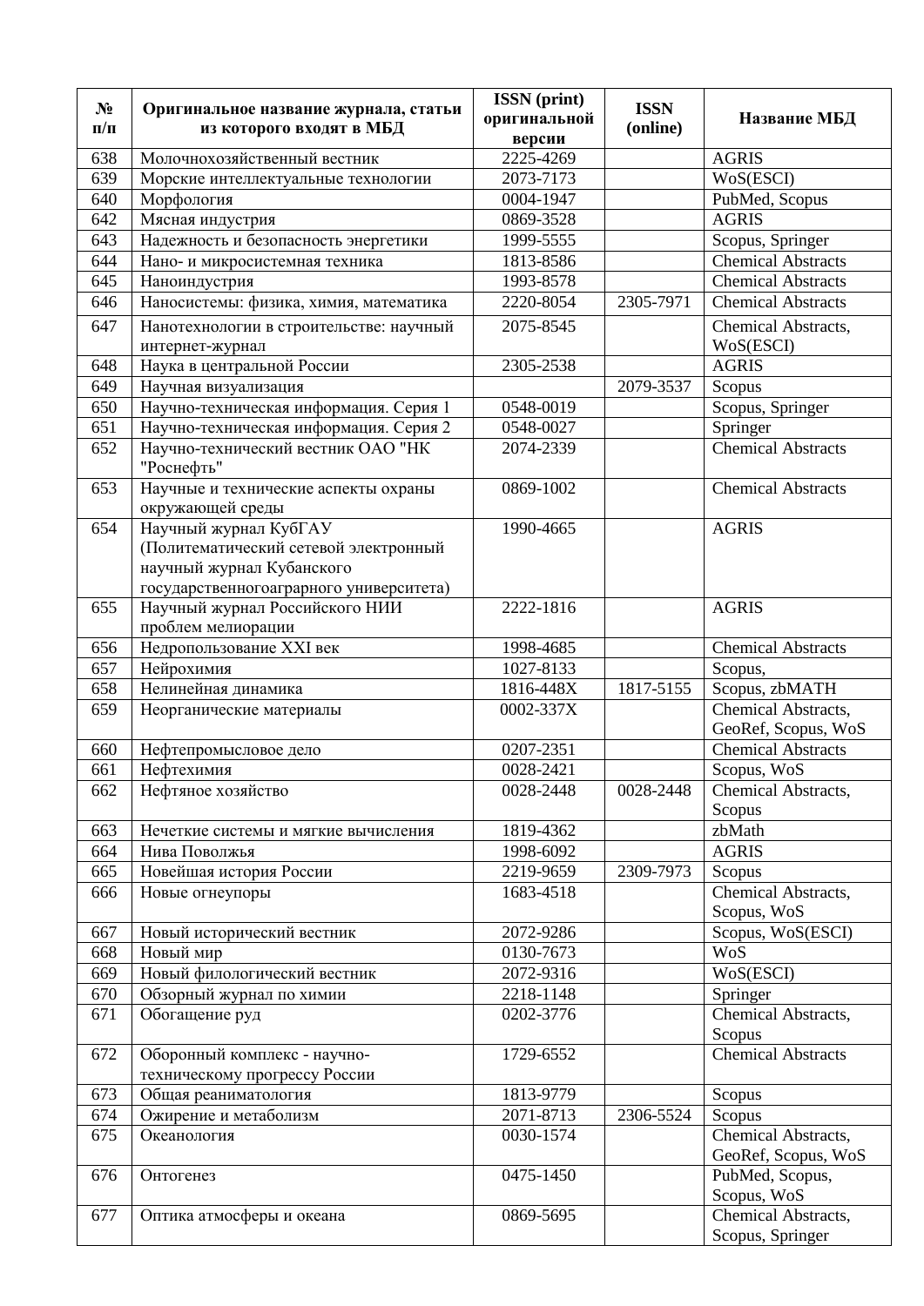| № п/п | Оригинальное название журнала, статьи из которого входят в МБД | ISSN (print) оригинальной версии | ISSN (online) | Название МБД |
|---|---|---|---|---|
| 638 | Молочнохозяйственный вестник | 2225-4269 | | AGRIS |
| 639 | Морские интеллектуальные технологии | 2073-7173 | | WoS(ESCI) |
| 640 | Морфология | 0004-1947 | | PubMed, Scopus |
| 642 | Мясная индустрия | 0869-3528 | | AGRIS |
| 643 | Надежность и безопасность энергетики | 1999-5555 | | Scopus, Springer |
| 644 | Нано- и микросистемная техника | 1813-8586 | | Chemical Abstracts |
| 645 | Наноиндустрия | 1993-8578 | | Chemical Abstracts |
| 646 | Наносистемы: физика, химия, математика | 2220-8054 | 2305-7971 | Chemical Abstracts |
| 647 | Нанотехнологии в строительстве: научный интернет-журнал | 2075-8545 | | Chemical Abstracts, WoS(ESCI) |
| 648 | Наука в центральной России | 2305-2538 | | AGRIS |
| 649 | Научная визуализация | | 2079-3537 | Scopus |
| 650 | Научно-техническая информация. Серия 1 | 0548-0019 | | Scopus, Springer |
| 651 | Научно-техническая информация. Серия 2 | 0548-0027 | | Springer |
| 652 | Научно-технический вестник ОАО "НК "Роснефть" | 2074-2339 | | Chemical Abstracts |
| 653 | Научные и технические аспекты охраны окружающей среды | 0869-1002 | | Chemical Abstracts |
| 654 | Научный журнал КубГАУ (Политематический сетевой электронный научный журнал Кубанского государственногоаграрного университета) | 1990-4665 | | AGRIS |
| 655 | Научный журнал Российского НИИ проблем мелиорации | 2222-1816 | | AGRIS |
| 656 | Недропользование XXI век | 1998-4685 | | Chemical Abstracts |
| 657 | Нейрохимия | 1027-8133 | | Scopus, |
| 658 | Нелинейная динамика | 1816-448X | 1817-5155 | Scopus, zbMATH |
| 659 | Неорганические материалы | 0002-337X | | Chemical Abstracts, GeoRef, Scopus, WoS |
| 660 | Нефтепромысловое дело | 0207-2351 | | Chemical Abstracts |
| 661 | Нефтехимия | 0028-2421 | | Scopus, WoS |
| 662 | Нефтяное хозяйство | 0028-2448 | 0028-2448 | Chemical Abstracts, Scopus |
| 663 | Нечеткие системы и мягкие вычисления | 1819-4362 | | zbMath |
| 664 | Нива Поволжья | 1998-6092 | | AGRIS |
| 665 | Новейшая история России | 2219-9659 | 2309-7973 | Scopus |
| 666 | Новые огнеупоры | 1683-4518 | | Chemical Abstracts, Scopus, WoS |
| 667 | Новый исторический вестник | 2072-9286 | | Scopus, WoS(ESCI) |
| 668 | Новый мир | 0130-7673 | | WoS |
| 669 | Новый филологический вестник | 2072-9316 | | WoS(ESCI) |
| 670 | Обзорный журнал по химии | 2218-1148 | | Springer |
| 671 | Обогащение руд | 0202-3776 | | Chemical Abstracts, Scopus |
| 672 | Оборонный комплекс - научно-техническому прогрессу России | 1729-6552 | | Chemical Abstracts |
| 673 | Общая реаниматология | 1813-9779 | | Scopus |
| 674 | Ожирение и метаболизм | 2071-8713 | 2306-5524 | Scopus |
| 675 | Океанология | 0030-1574 | | Chemical Abstracts, GeoRef, Scopus, WoS |
| 676 | Онтогенез | 0475-1450 | | PubMed, Scopus, Scopus, WoS |
| 677 | Оптика атмосферы и океана | 0869-5695 | | Chemical Abstracts, Scopus, Springer |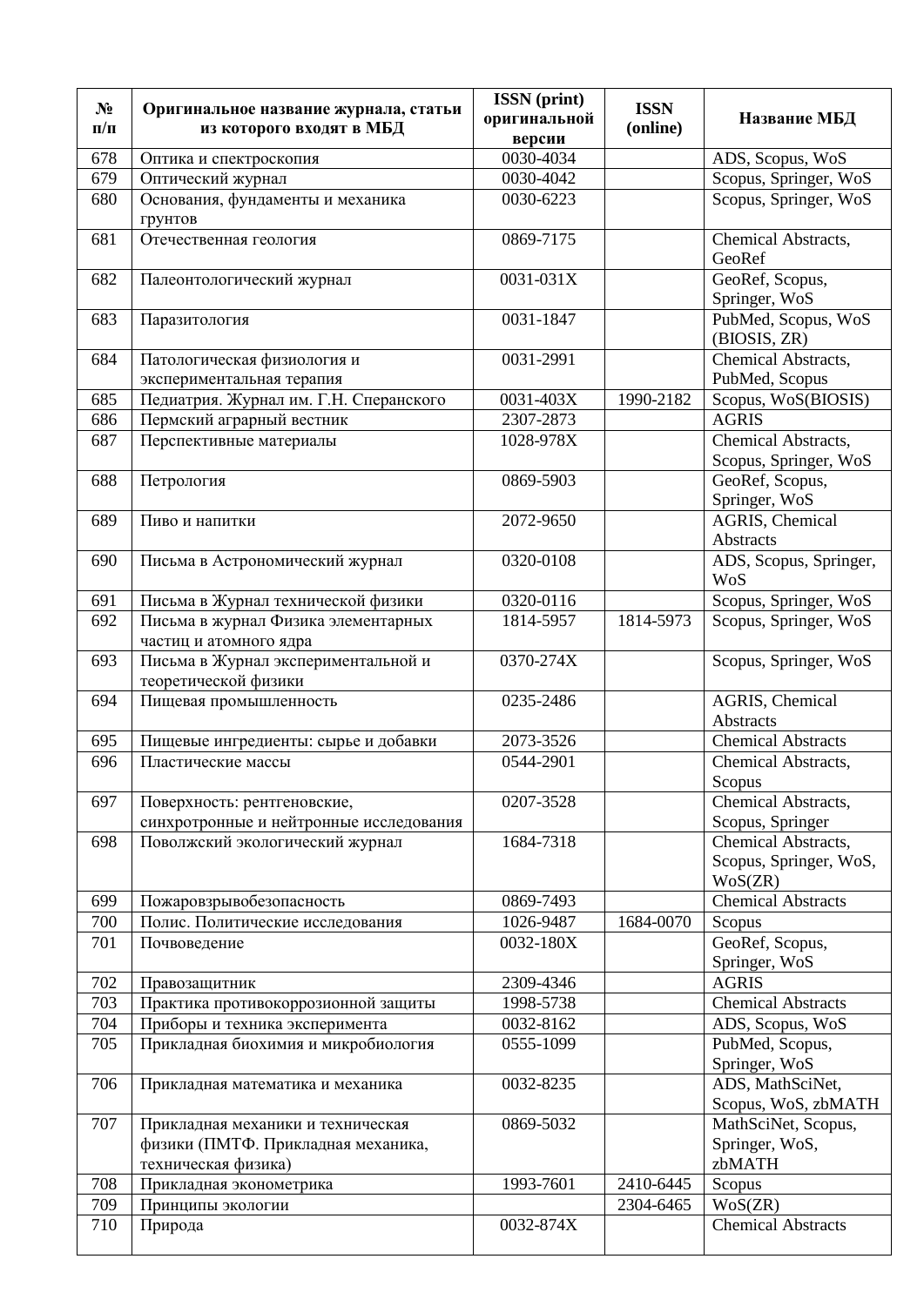| № п/п | Оригинальное название журнала, статьи из которого входят в МБД | ISSN (print) оригинальной версии | ISSN (online) | Название МБД |
|---|---|---|---|---|
| 678 | Оптика и спектроскопия | 0030-4034 | | ADS, Scopus, WoS |
| 679 | Оптический журнал | 0030-4042 | | Scopus, Springer, WoS |
| 680 | Основания, фундаменты и механика грунтов | 0030-6223 | | Scopus, Springer, WoS |
| 681 | Отечественная геология | 0869-7175 | | Chemical Abstracts, GeoRef |
| 682 | Палеонтологический журнал | 0031-031X | | GeoRef, Scopus, Springer, WoS |
| 683 | Паразитология | 0031-1847 | | PubMed, Scopus, WoS (BIOSIS, ZR) |
| 684 | Патологическая физиология и экспериментальная терапия | 0031-2991 | | Chemical Abstracts, PubMed, Scopus |
| 685 | Педиатрия. Журнал им. Г.Н. Сперанского | 0031-403X | 1990-2182 | Scopus, WoS(BIOSIS) |
| 686 | Пермский аграрный вестник | 2307-2873 | | AGRIS |
| 687 | Перспективные материалы | 1028-978X | | Chemical Abstracts, Scopus, Springer, WoS |
| 688 | Петрология | 0869-5903 | | GeoRef, Scopus, Springer, WoS |
| 689 | Пиво и напитки | 2072-9650 | | AGRIS, Chemical Abstracts |
| 690 | Письма в Астрономический журнал | 0320-0108 | | ADS, Scopus, Springer, WoS |
| 691 | Письма в Журнал технической физики | 0320-0116 | | Scopus, Springer, WoS |
| 692 | Письма в журнал Физика элементарных частиц и атомного ядра | 1814-5957 | 1814-5973 | Scopus, Springer, WoS |
| 693 | Письма в Журнал экспериментальной и теоретической физики | 0370-274X | | Scopus, Springer, WoS |
| 694 | Пищевая промышленность | 0235-2486 | | AGRIS, Chemical Abstracts |
| 695 | Пищевые ингредиенты: сырье и добавки | 2073-3526 | | Chemical Abstracts |
| 696 | Пластические массы | 0544-2901 | | Chemical Abstracts, Scopus |
| 697 | Поверхность: рентгеновские, синхротронные и нейтронные исследования | 0207-3528 | | Chemical Abstracts, Scopus, Springer |
| 698 | Поволжский экологический журнал | 1684-7318 | | Chemical Abstracts, Scopus, Springer, WoS, WoS(ZR) |
| 699 | Пожаровзрывобезопасность | 0869-7493 | | Chemical Abstracts |
| 700 | Полис. Политические исследования | 1026-9487 | 1684-0070 | Scopus |
| 701 | Почвоведение | 0032-180X | | GeoRef, Scopus, Springer, WoS |
| 702 | Правозащитник | 2309-4346 | | AGRIS |
| 703 | Практика противокоррозионной защиты | 1998-5738 | | Chemical Abstracts |
| 704 | Приборы и техника эксперимента | 0032-8162 | | ADS, Scopus, WoS |
| 705 | Прикладная биохимия и микробиология | 0555-1099 | | PubMed, Scopus, Springer, WoS |
| 706 | Прикладная математика и механика | 0032-8235 | | ADS, MathSciNet, Scopus, WoS, zbMATH |
| 707 | Прикладная механики и техническая физики (ПМТФ. Прикладная механика, техническая физика) | 0869-5032 | | MathSciNet, Scopus, Springer, WoS, zbMATH |
| 708 | Прикладная эконометрика | 1993-7601 | 2410-6445 | Scopus |
| 709 | Принципы экологии | | 2304-6465 | WoS(ZR) |
| 710 | Природа | 0032-874X | | Chemical Abstracts |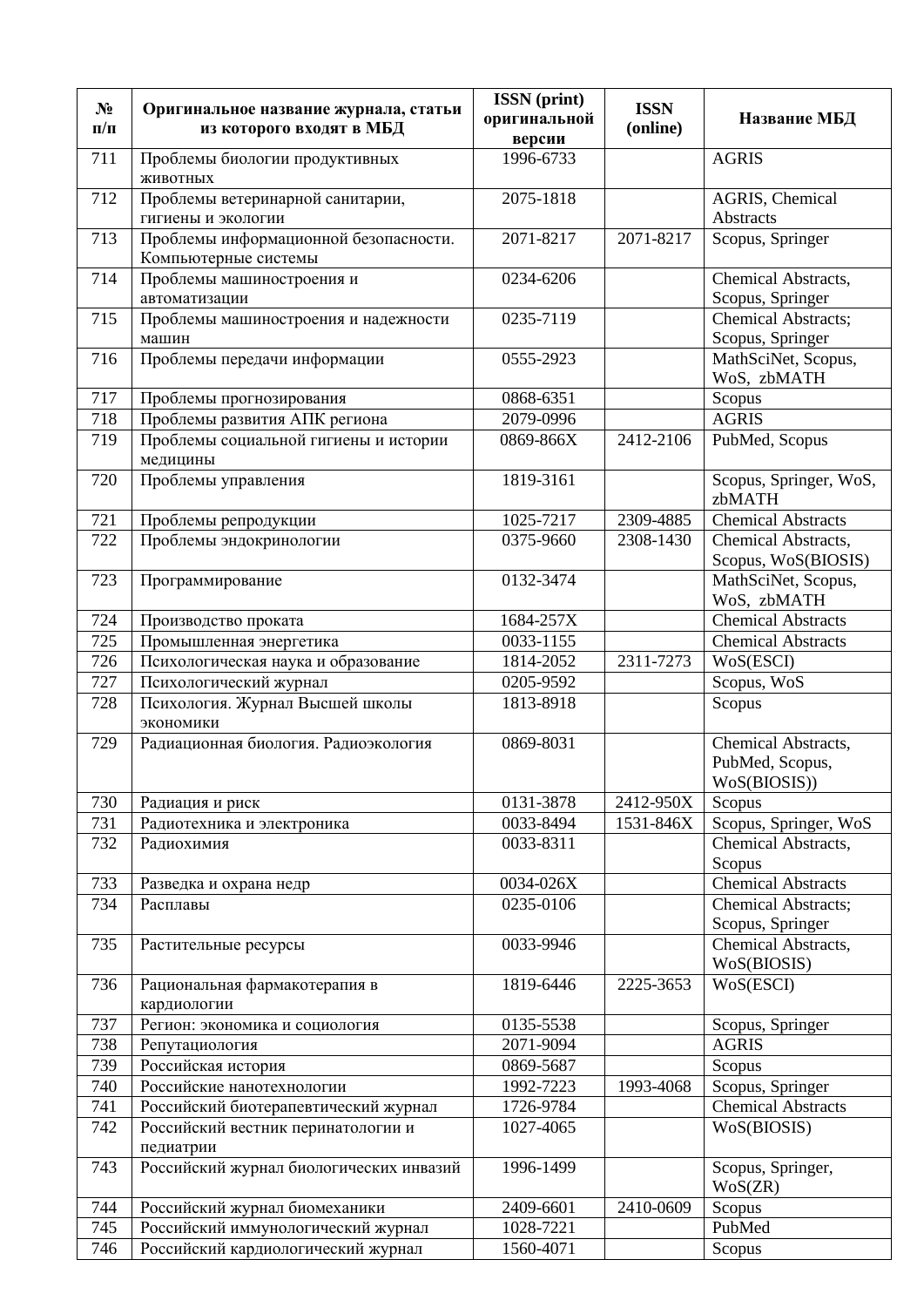| № п/п | Оригинальное название журнала, статьи из которого входят в МБД | ISSN (print) оригинальной версии | ISSN (online) | Название МБД |
|---|---|---|---|---|
| 711 | Проблемы биологии продуктивных животных | 1996-6733 | | AGRIS |
| 712 | Проблемы ветеринарной санитарии, гигиены и экологии | 2075-1818 | | AGRIS, Chemical Abstracts |
| 713 | Проблемы информационной безопасности. Компьютерные системы | 2071-8217 | 2071-8217 | Scopus, Springer |
| 714 | Проблемы машиностроения и автоматизации | 0234-6206 | | Chemical Abstracts, Scopus, Springer |
| 715 | Проблемы машиностроения и надежности машин | 0235-7119 | | Chemical Abstracts; Scopus, Springer |
| 716 | Проблемы передачи информации | 0555-2923 | | MathSciNet, Scopus, WoS, zbMATH |
| 717 | Проблемы прогнозирования | 0868-6351 | | Scopus |
| 718 | Проблемы развития АПК региона | 2079-0996 | | AGRIS |
| 719 | Проблемы социальной гигиены и истории медицины | 0869-866X | 2412-2106 | PubMed, Scopus |
| 720 | Проблемы управления | 1819-3161 | | Scopus, Springer, WoS, zbMATH |
| 721 | Проблемы репродукции | 1025-7217 | 2309-4885 | Chemical Abstracts |
| 722 | Проблемы эндокринологии | 0375-9660 | 2308-1430 | Chemical Abstracts, Scopus, WoS(BIOSIS) |
| 723 | Программирование | 0132-3474 | | MathSciNet, Scopus, WoS, zbMATH |
| 724 | Производство проката | 1684-257X | | Chemical Abstracts |
| 725 | Промышленная энергетика | 0033-1155 | | Chemical Abstracts |
| 726 | Психологическая наука и образование | 1814-2052 | 2311-7273 | WoS(ESCI) |
| 727 | Психологический журнал | 0205-9592 | | Scopus, WoS |
| 728 | Психология. Журнал Высшей школы экономики | 1813-8918 | | Scopus |
| 729 | Радиационная биология. Радиоэкология | 0869-8031 | | Chemical Abstracts, PubMed, Scopus, WoS(BIOSIS)) |
| 730 | Радиация и риск | 0131-3878 | 2412-950X | Scopus |
| 731 | Радиотехника и электроника | 0033-8494 | 1531-846X | Scopus, Springer, WoS |
| 732 | Радиохимия | 0033-8311 | | Chemical Abstracts, Scopus |
| 733 | Разведка и охрана недр | 0034-026X | | Chemical Abstracts |
| 734 | Расплавы | 0235-0106 | | Chemical Abstracts; Scopus, Springer |
| 735 | Растительные ресурсы | 0033-9946 | | Chemical Abstracts, WoS(BIOSIS) |
| 736 | Рациональная фармакотерапия в кардиологии | 1819-6446 | 2225-3653 | WoS(ESCI) |
| 737 | Регион: экономика и социология | 0135-5538 | | Scopus, Springer |
| 738 | Репутациология | 2071-9094 | | AGRIS |
| 739 | Российская история | 0869-5687 | | Scopus |
| 740 | Российские нанотехнологии | 1992-7223 | 1993-4068 | Scopus, Springer |
| 741 | Российский биотерапевтический журнал | 1726-9784 | | Chemical Abstracts |
| 742 | Российский вестник перинатологии и педиатрии | 1027-4065 | | WoS(BIOSIS) |
| 743 | Российский журнал биологических инвазий | 1996-1499 | | Scopus, Springer, WoS(ZR) |
| 744 | Российский журнал биомеханики | 2409-6601 | 2410-0609 | Scopus |
| 745 | Российский иммунологический журнал | 1028-7221 | | PubMed |
| 746 | Российский кардиологический журнал | 1560-4071 | | Scopus |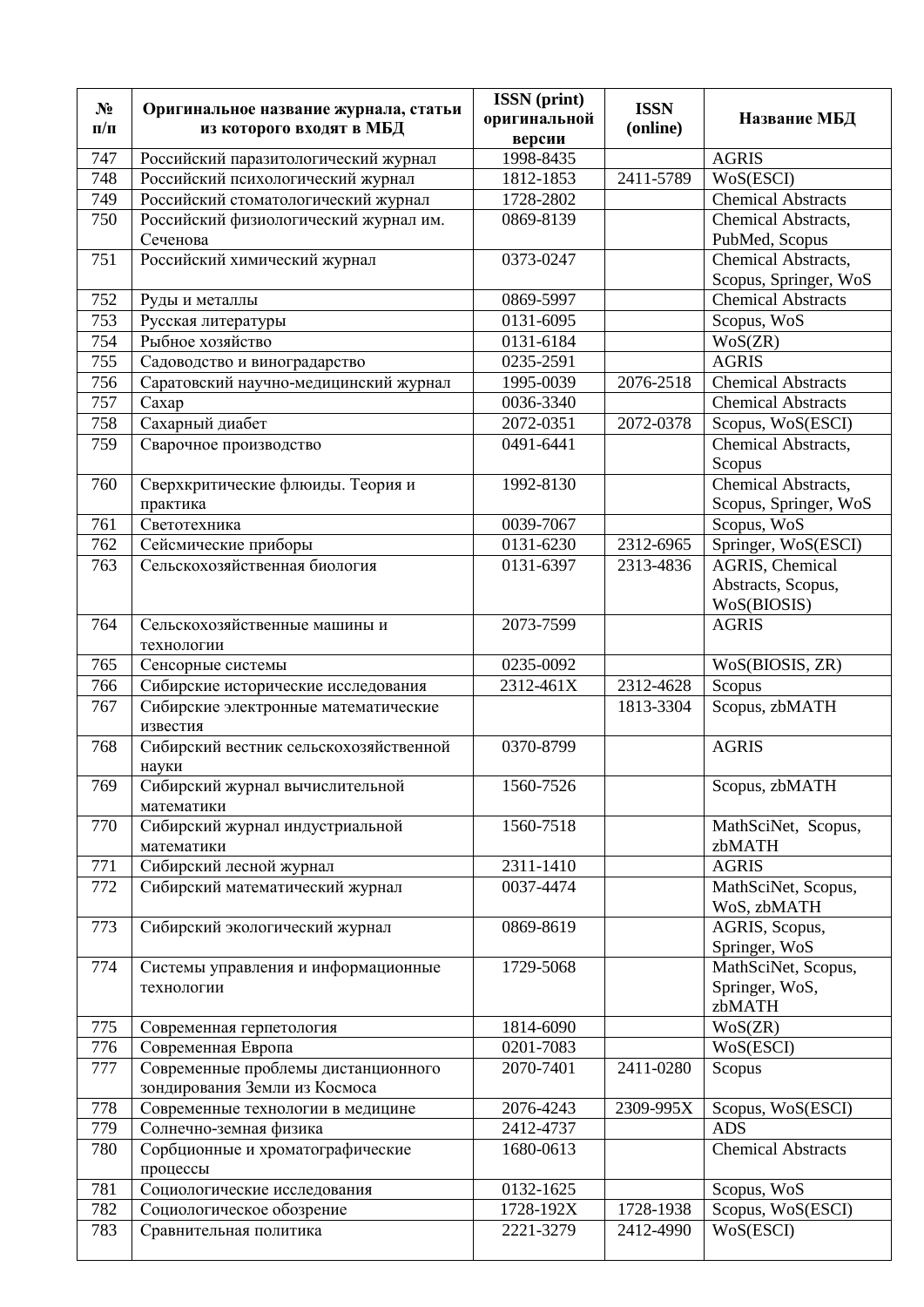| № п/п | Оригинальное название журнала, статьи из которого входят в МБД | ISSN (print) оригинальной версии | ISSN (online) | Название МБД |
|---|---|---|---|---|
| 747 | Российский паразитологический журнал | 1998-8435 | | AGRIS |
| 748 | Российский психологический журнал | 1812-1853 | 2411-5789 | WoS(ESCI) |
| 749 | Российский стоматологический журнал | 1728-2802 | | Chemical Abstracts |
| 750 | Российский физиологический журнал им. Сеченова | 0869-8139 | | Chemical Abstracts, PubMed, Scopus |
| 751 | Российский химический журнал | 0373-0247 | | Chemical Abstracts, Scopus, Springer, WoS |
| 752 | Руды и металлы | 0869-5997 | | Chemical Abstracts |
| 753 | Русская литературы | 0131-6095 | | Scopus, WoS |
| 754 | Рыбное хозяйство | 0131-6184 | | WoS(ZR) |
| 755 | Садоводство и виноградарство | 0235-2591 | | AGRIS |
| 756 | Саратовский научно-медицинский журнал | 1995-0039 | 2076-2518 | Chemical Abstracts |
| 757 | Сахар | 0036-3340 | | Chemical Abstracts |
| 758 | Сахарный диабет | 2072-0351 | 2072-0378 | Scopus, WoS(ESCI) |
| 759 | Сварочное производство | 0491-6441 | | Chemical Abstracts, Scopus |
| 760 | Сверхкритические флюиды. Теория и практика | 1992-8130 | | Chemical Abstracts, Scopus, Springer, WoS |
| 761 | Светотехника | 0039-7067 | | Scopus, WoS |
| 762 | Сейсмические приборы | 0131-6230 | 2312-6965 | Springer, WoS(ESCI) |
| 763 | Сельскохозяйственная биология | 0131-6397 | 2313-4836 | AGRIS, Chemical Abstracts, Scopus, WoS(BIOSIS) |
| 764 | Сельскохозяйственные машины и технологии | 2073-7599 | | AGRIS |
| 765 | Сенсорные системы | 0235-0092 | | WoS(BIOSIS, ZR) |
| 766 | Сибирские исторические исследования | 2312-461X | 2312-4628 | Scopus |
| 767 | Сибирские электронные математические известия | | 1813-3304 | Scopus, zbMATH |
| 768 | Сибирский вестник сельскохозяйственной науки | 0370-8799 | | AGRIS |
| 769 | Сибирский журнал вычислительной математики | 1560-7526 | | Scopus, zbMATH |
| 770 | Сибирский журнал индустриальной математики | 1560-7518 | | MathSciNet, Scopus, zbMATH |
| 771 | Сибирский лесной журнал | 2311-1410 | | AGRIS |
| 772 | Сибирский математический журнал | 0037-4474 | | MathSciNet, Scopus, WoS, zbMATH |
| 773 | Сибирский экологический журнал | 0869-8619 | | AGRIS, Scopus, Springer, WoS |
| 774 | Системы управления и информационные технологии | 1729-5068 | | MathSciNet, Scopus, Springer, WoS, zbMATH |
| 775 | Современная герпетология | 1814-6090 | | WoS(ZR) |
| 776 | Современная Европа | 0201-7083 | | WoS(ESCI) |
| 777 | Современные проблемы дистанционного зондирования Земли из Космоса | 2070-7401 | 2411-0280 | Scopus |
| 778 | Современные технологии в медицине | 2076-4243 | 2309-995X | Scopus, WoS(ESCI) |
| 779 | Солнечно-земная физика | 2412-4737 | | ADS |
| 780 | Сорбционные и хроматографические процессы | 1680-0613 | | Chemical Abstracts |
| 781 | Социологические исследования | 0132-1625 | | Scopus, WoS |
| 782 | Социологическое обозрение | 1728-192X | 1728-1938 | Scopus, WoS(ESCI) |
| 783 | Сравнительная политика | 2221-3279 | 2412-4990 | WoS(ESCI) |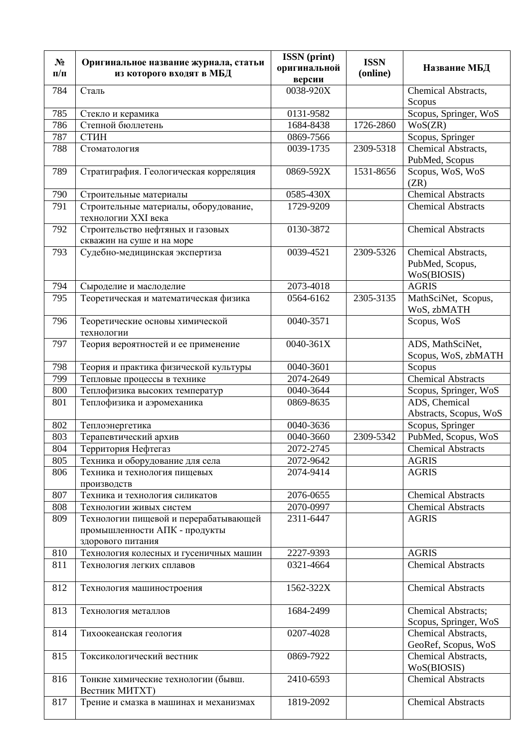| № п/п | Оригинальное название журнала, статьи из которого входят в МБД | ISSN (print) оригинальной версии | ISSN (online) | Название МБД |
|---|---|---|---|---|
| 784 | Сталь | 0038-920X | | Chemical Abstracts, Scopus |
| 785 | Стекло и керамика | 0131-9582 | | Scopus, Springer, WoS |
| 786 | Степной бюллетень | 1684-8438 | 1726-2860 | WoS(ZR) |
| 787 | СТИН | 0869-7566 | | Scopus, Springer |
| 788 | Стоматология | 0039-1735 | 2309-5318 | Chemical Abstracts, PubMed, Scopus |
| 789 | Стратиграфия. Геологическая корреляция | 0869-592X | 1531-8656 | Scopus, WoS, WoS (ZR) |
| 790 | Строительные материалы | 0585-430X | | Chemical Abstracts |
| 791 | Строительные материалы, оборудование, технологии XXI века | 1729-9209 | | Chemical Abstracts |
| 792 | Строительство нефтяных и газовых скважин на суше и на море | 0130-3872 | | Chemical Abstracts |
| 793 | Судебно-медицинская экспертиза | 0039-4521 | 2309-5326 | Chemical Abstracts, PubMed, Scopus, WoS(BIOSIS) |
| 794 | Сыроделие и маслоделие | 2073-4018 | | AGRIS |
| 795 | Теоретическая и математическая физика | 0564-6162 | 2305-3135 | MathSciNet, Scopus, WoS, zbMATH |
| 796 | Теоретические основы химической технологии | 0040-3571 | | Scopus, WoS |
| 797 | Теория вероятностей и ее применение | 0040-361X | | ADS, MathSciNet, Scopus, WoS, zbMATH |
| 798 | Теория и практика физической культуры | 0040-3601 | | Scopus |
| 799 | Тепловые процессы в технике | 2074-2649 | | Chemical Abstracts |
| 800 | Теплофизика высоких температур | 0040-3644 | | Scopus, Springer, WoS |
| 801 | Теплофизика и аэромеханика | 0869-8635 | | ADS, Chemical Abstracts, Scopus, WoS |
| 802 | Теплоэнергетика | 0040-3636 | | Scopus, Springer |
| 803 | Терапевтический архив | 0040-3660 | 2309-5342 | PubMed, Scopus, WoS |
| 804 | Территория Нефтегаз | 2072-2745 | | Chemical Abstracts |
| 805 | Техника и оборудование для села | 2072-9642 | | AGRIS |
| 806 | Техника и технология пищевых производств | 2074-9414 | | AGRIS |
| 807 | Техника и технология силикатов | 2076-0655 | | Chemical Abstracts |
| 808 | Технологии живых систем | 2070-0997 | | Chemical Abstracts |
| 809 | Технологии пищевой и перерабатывающей промышленности АПК - продукты здорового питания | 2311-6447 | | AGRIS |
| 810 | Технология колесных и гусеничных машин | 2227-9393 | | AGRIS |
| 811 | Технология легких сплавов | 0321-4664 | | Chemical Abstracts |
| 812 | Технология машиностроения | 1562-322X | | Chemical Abstracts |
| 813 | Технология металлов | 1684-2499 | | Chemical Abstracts; Scopus, Springer, WoS |
| 814 | Тихоокеанская геология | 0207-4028 | | Chemical Abstracts, GeoRef, Scopus, WoS |
| 815 | Токсикологический вестник | 0869-7922 | | Chemical Abstracts, WoS(BIOSIS) |
| 816 | Тонкие химические технологии (бывш. Вестник МИТХТ) | 2410-6593 | | Chemical Abstracts |
| 817 | Трение и смазка в машинах и механизмах | 1819-2092 | | Chemical Abstracts |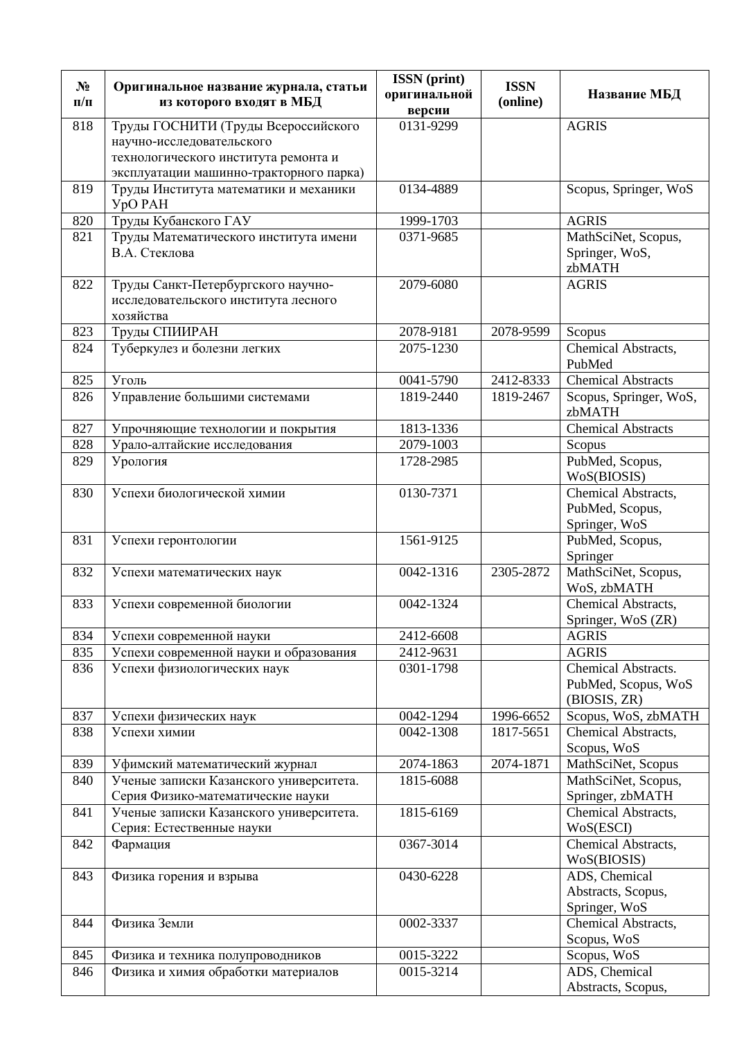| № п/п | Оригинальное название журнала, статьи из которого входят в МБД | ISSN (print) оригинальной версии | ISSN (online) | Название МБД |
|---|---|---|---|---|
| 818 | Труды ГОСНИТИ (Труды Всероссийского научно-исследовательского технологического института ремонта и эксплуатации машинно-тракторного парка) | 0131-9299 | | AGRIS |
| 819 | Труды Института математики и механики УрО РАН | 0134-4889 | | Scopus, Springer, WoS |
| 820 | Труды Кубанского ГАУ | 1999-1703 | | AGRIS |
| 821 | Труды Математического института имени В.А. Стеклова | 0371-9685 | | MathSciNet, Scopus, Springer, WoS, zbMATH |
| 822 | Труды Санкт-Петербургского научно-исследовательского института лесного хозяйства | 2079-6080 | | AGRIS |
| 823 | Труды СПИИРАН | 2078-9181 | 2078-9599 | Scopus |
| 824 | Туберкулез и болезни легких | 2075-1230 | | Chemical Abstracts, PubMed |
| 825 | Уголь | 0041-5790 | 2412-8333 | Chemical Abstracts |
| 826 | Управление большими системами | 1819-2440 | 1819-2467 | Scopus, Springer, WoS, zbMATH |
| 827 | Упрочняющие технологии и покрытия | 1813-1336 | | Chemical Abstracts |
| 828 | Урало-алтайские исследования | 2079-1003 | | Scopus |
| 829 | Урология | 1728-2985 | | PubMed, Scopus, WoS(BIOSIS) |
| 830 | Успехи биологической химии | 0130-7371 | | Chemical Abstracts, PubMed, Scopus, Springer, WoS |
| 831 | Успехи геронтологии | 1561-9125 | | PubMed, Scopus, Springer |
| 832 | Успехи математических наук | 0042-1316 | 2305-2872 | MathSciNet, Scopus, WoS, zbMATH |
| 833 | Успехи современной биологии | 0042-1324 | | Chemical Abstracts, Springer, WoS (ZR) |
| 834 | Успехи современной науки | 2412-6608 | | AGRIS |
| 835 | Успехи современной науки и образования | 2412-9631 | | AGRIS |
| 836 | Успехи физиологических наук | 0301-1798 | | Chemical Abstracts. PubMed, Scopus, WoS (BIOSIS, ZR) |
| 837 | Успехи физических наук | 0042-1294 | 1996-6652 | Scopus, WoS, zbMATH |
| 838 | Успехи химии | 0042-1308 | 1817-5651 | Chemical Abstracts, Scopus, WoS |
| 839 | Уфимский математический журнал | 2074-1863 | 2074-1871 | MathSciNet, Scopus |
| 840 | Ученые записки Казанского университета. Серия Физико-математические науки | 1815-6088 | | MathSciNet, Scopus, Springer, zbMATH |
| 841 | Ученые записки Казанского университета. Серия: Естественные науки | 1815-6169 | | Chemical Abstracts, WoS(ESCI) |
| 842 | Фармация | 0367-3014 | | Chemical Abstracts, WoS(BIOSIS) |
| 843 | Физика горения и взрыва | 0430-6228 | | ADS, Chemical Abstracts, Scopus, Springer, WoS |
| 844 | Физика Земли | 0002-3337 | | Chemical Abstracts, Scopus, WoS |
| 845 | Физика и техника полупроводников | 0015-3222 | | Scopus, WoS |
| 846 | Физика и химия обработки материалов | 0015-3214 | | ADS, Chemical Abstracts, Scopus, |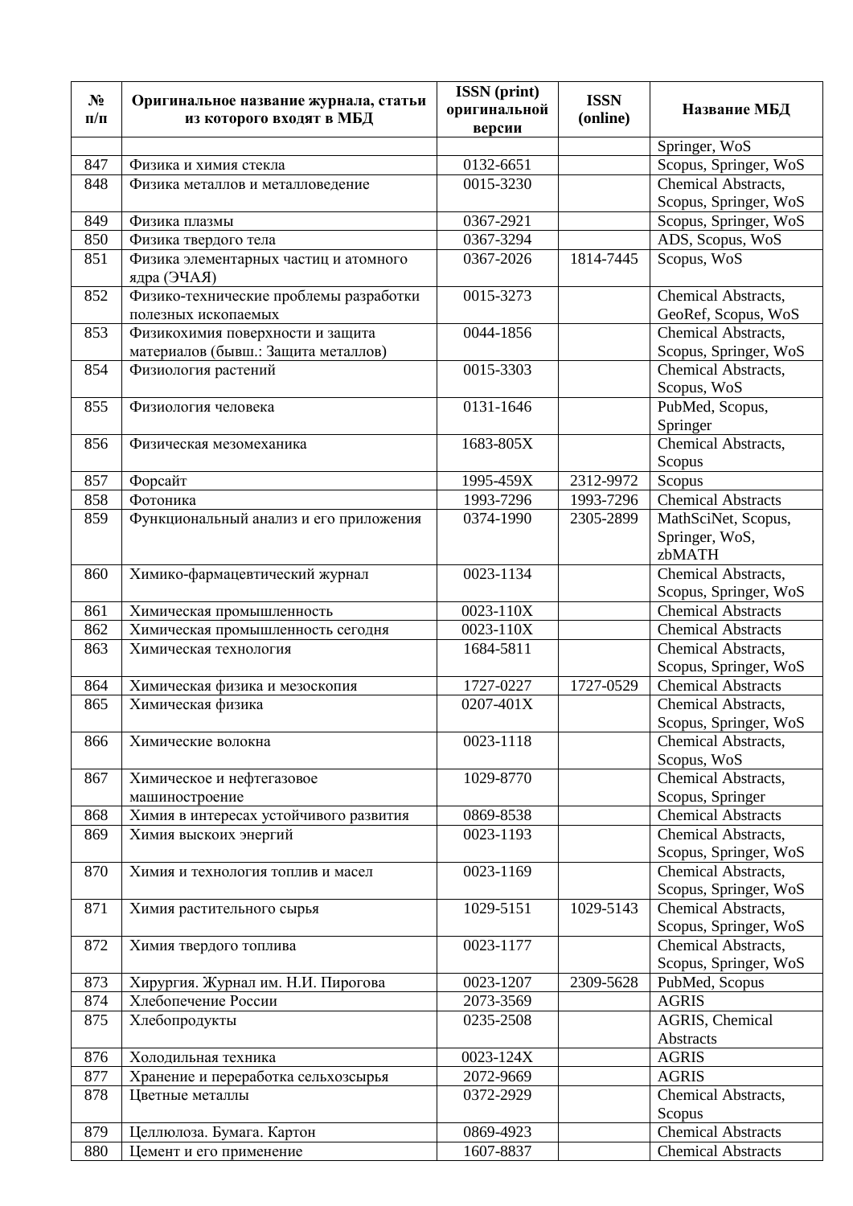| № п/п | Оригинальное название журнала, статьи из которого входят в МБД | ISSN (print) оригинальной версии | ISSN (online) | Название МБД |
|---|---|---|---|---|
| | | | | Springer, WoS |
| 847 | Физика и химия стекла | 0132-6651 | | Scopus, Springer, WoS |
| 848 | Физика металлов и металловедение | 0015-3230 | | Chemical Abstracts, Scopus, Springer, WoS |
| 849 | Физика плазмы | 0367-2921 | | Scopus, Springer, WoS |
| 850 | Физика твердого тела | 0367-3294 | | ADS, Scopus, WoS |
| 851 | Физика элементарных частиц и атомного ядра (ЭЧАЯ) | 0367-2026 | 1814-7445 | Scopus, WoS |
| 852 | Физико-технические проблемы разработки полезных ископаемых | 0015-3273 | | Chemical Abstracts, GeoRef, Scopus, WoS |
| 853 | Физикохимия поверхности и защита материалов (бывш.: Защита металлов) | 0044-1856 | | Chemical Abstracts, Scopus, Springer, WoS |
| 854 | Физиология растений | 0015-3303 | | Chemical Abstracts, Scopus, WoS |
| 855 | Физиология человека | 0131-1646 | | PubMed, Scopus, Springer |
| 856 | Физическая мезомеханика | 1683-805X | | Chemical Abstracts, Scopus |
| 857 | Форсайт | 1995-459X | 2312-9972 | Scopus |
| 858 | Фотоника | 1993-7296 | 1993-7296 | Chemical Abstracts |
| 859 | Функциональный анализ и его приложения | 0374-1990 | 2305-2899 | MathSciNet, Scopus, Springer, WoS, zbMATH |
| 860 | Химико-фармацевтический журнал | 0023-1134 | | Chemical Abstracts, Scopus, Springer, WoS |
| 861 | Химическая промышленность | 0023-110X | | Chemical Abstracts |
| 862 | Химическая промышленность сегодня | 0023-110X | | Chemical Abstracts |
| 863 | Химическая технология | 1684-5811 | | Chemical Abstracts, Scopus, Springer, WoS |
| 864 | Химическая физика и мезоскопия | 1727-0227 | 1727-0529 | Chemical Abstracts |
| 865 | Химическая физика | 0207-401X | | Chemical Abstracts, Scopus, Springer, WoS |
| 866 | Химические волокна | 0023-1118 | | Chemical Abstracts, Scopus, WoS |
| 867 | Химическое и нефтегазовое машиностроение | 1029-8770 | | Chemical Abstracts, Scopus, Springer |
| 868 | Химия в интересах устойчивого развития | 0869-8538 | | Chemical Abstracts |
| 869 | Химия выскоих энергий | 0023-1193 | | Chemical Abstracts, Scopus, Springer, WoS |
| 870 | Химия и технология топлив и масел | 0023-1169 | | Chemical Abstracts, Scopus, Springer, WoS |
| 871 | Химия растительного сырья | 1029-5151 | 1029-5143 | Chemical Abstracts, Scopus, Springer, WoS |
| 872 | Химия твердого топлива | 0023-1177 | | Chemical Abstracts, Scopus, Springer, WoS |
| 873 | Хирургия. Журнал им. Н.И. Пирогова | 0023-1207 | 2309-5628 | PubMed, Scopus |
| 874 | Хлебопечение России | 2073-3569 | | AGRIS |
| 875 | Хлебопродукты | 0235-2508 | | AGRIS, Chemical Abstracts |
| 876 | Холодильная техника | 0023-124X | | AGRIS |
| 877 | Хранение и переработка сельхозсырья | 2072-9669 | | AGRIS |
| 878 | Цветные металлы | 0372-2929 | | Chemical Abstracts, Scopus |
| 879 | Целлюлоза. Бумага. Картон | 0869-4923 | | Chemical Abstracts |
| 880 | Цемент и его применение | 1607-8837 | | Chemical Abstracts |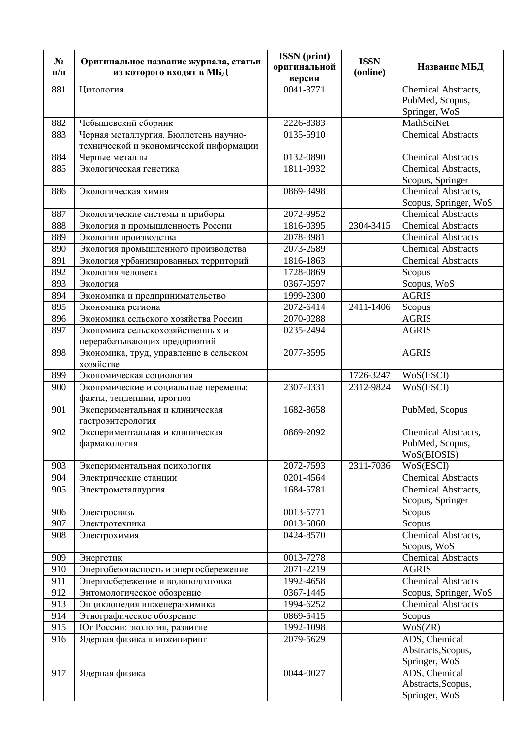| № п/п | Оригинальное название журнала, статьи из которого входят в МБД | ISSN (print) оригинальной версии | ISSN (online) | Название МБД |
|---|---|---|---|---|
| 881 | Цитология | 0041-3771 | | Chemical Abstracts, PubMed, Scopus, Springer, WoS |
| 882 | Чебышевский сборник | 2226-8383 | | MathSciNet |
| 883 | Черная металлургия. Бюллетень научно-технической и экономической информации | 0135-5910 | | Chemical Abstracts |
| 884 | Черные металлы | 0132-0890 | | Chemical Abstracts |
| 885 | Экологическая генетика | 1811-0932 | | Chemical Abstracts, Scopus, Springer |
| 886 | Экологическая химия | 0869-3498 | | Chemical Abstracts, Scopus, Springer, WoS |
| 887 | Экологические системы и приборы | 2072-9952 | | Chemical Abstracts |
| 888 | Экология и промышленность России | 1816-0395 | 2304-3415 | Chemical Abstracts |
| 889 | Экология производства | 2078-3981 | | Chemical Abstracts |
| 890 | Экология промышленного производства | 2073-2589 | | Chemical Abstracts |
| 891 | Экология урбанизированных территорий | 1816-1863 | | Chemical Abstracts |
| 892 | Экология человека | 1728-0869 | | Scopus |
| 893 | Экология | 0367-0597 | | Scopus, WoS |
| 894 | Экономика и предпринимательство | 1999-2300 | | AGRIS |
| 895 | Экономика региона | 2072-6414 | 2411-1406 | Scopus |
| 896 | Экономика сельского хозяйства России | 2070-0288 | | AGRIS |
| 897 | Экономика сельскохозяйственных и перерабатывающих предприятий | 0235-2494 | | AGRIS |
| 898 | Экономика, труд, управление в сельском хозяйстве | 2077-3595 | | AGRIS |
| 899 | Экономическая социология | | 1726-3247 | WoS(ESCI) |
| 900 | Экономические и социальные перемены: факты, тенденции, прогноз | 2307-0331 | 2312-9824 | WoS(ESCI) |
| 901 | Экспериментальная и клиническая гастроэнтерология | 1682-8658 | | PubMed, Scopus |
| 902 | Экспериментальная и клиническая фармакология | 0869-2092 | | Chemical Abstracts, PubMed, Scopus, WoS(BIOSIS) |
| 903 | Экспериментальная психология | 2072-7593 | 2311-7036 | WoS(ESCI) |
| 904 | Электрические станции | 0201-4564 | | Chemical Abstracts |
| 905 | Электрометаллургия | 1684-5781 | | Chemical Abstracts, Scopus, Springer |
| 906 | Электросвязь | 0013-5771 | | Scopus |
| 907 | Электротехника | 0013-5860 | | Scopus |
| 908 | Электрохимия | 0424-8570 | | Chemical Abstracts, Scopus, WoS |
| 909 | Энергетик | 0013-7278 | | Chemical Abstracts |
| 910 | Энергобезопасность и энергосбережение | 2071-2219 | | AGRIS |
| 911 | Энергосбережение и водоподготовка | 1992-4658 | | Chemical Abstracts |
| 912 | Энтомологическое обозрение | 0367-1445 | | Scopus, Springer, WoS |
| 913 | Энциклопедия инженера-химика | 1994-6252 | | Chemical Abstracts |
| 914 | Этнографическое обозрение | 0869-5415 | | Scopus |
| 915 | Юг России: экология, развитие | 1992-1098 | | WoS(ZR) |
| 916 | Ядерная физика и инжиниринг | 2079-5629 | | ADS, Chemical Abstracts,Scopus, Springer, WoS |
| 917 | Ядерная физика | 0044-0027 | | ADS, Chemical Abstracts,Scopus, Springer, WoS |